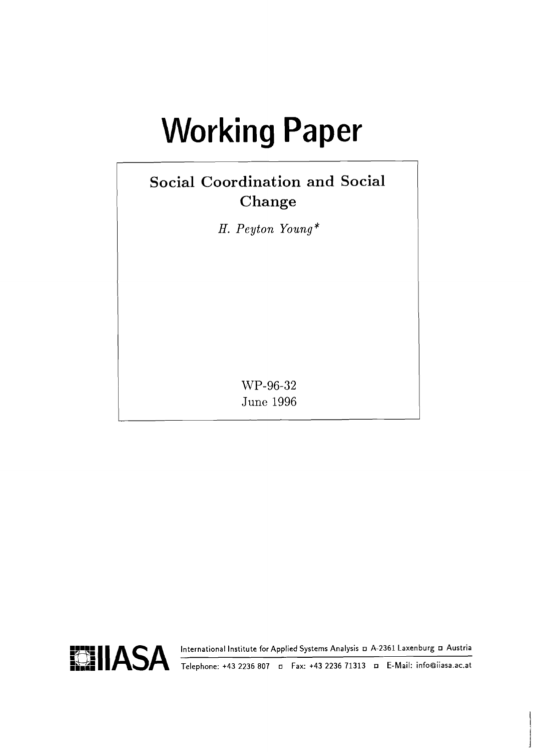# Working Paper

## Social Coordination and Social Change

*H. Peyton Young\**

WP-96-32
June 1996

IIASA

International Institute for Applied Systems Analysis ◻ A-2361 Laxenburg ◻ Austria

Telephone: +43 2236 807 ◻ Fax: +43 2236 71313 ◻ E-Mail: info@iiasa.ac.at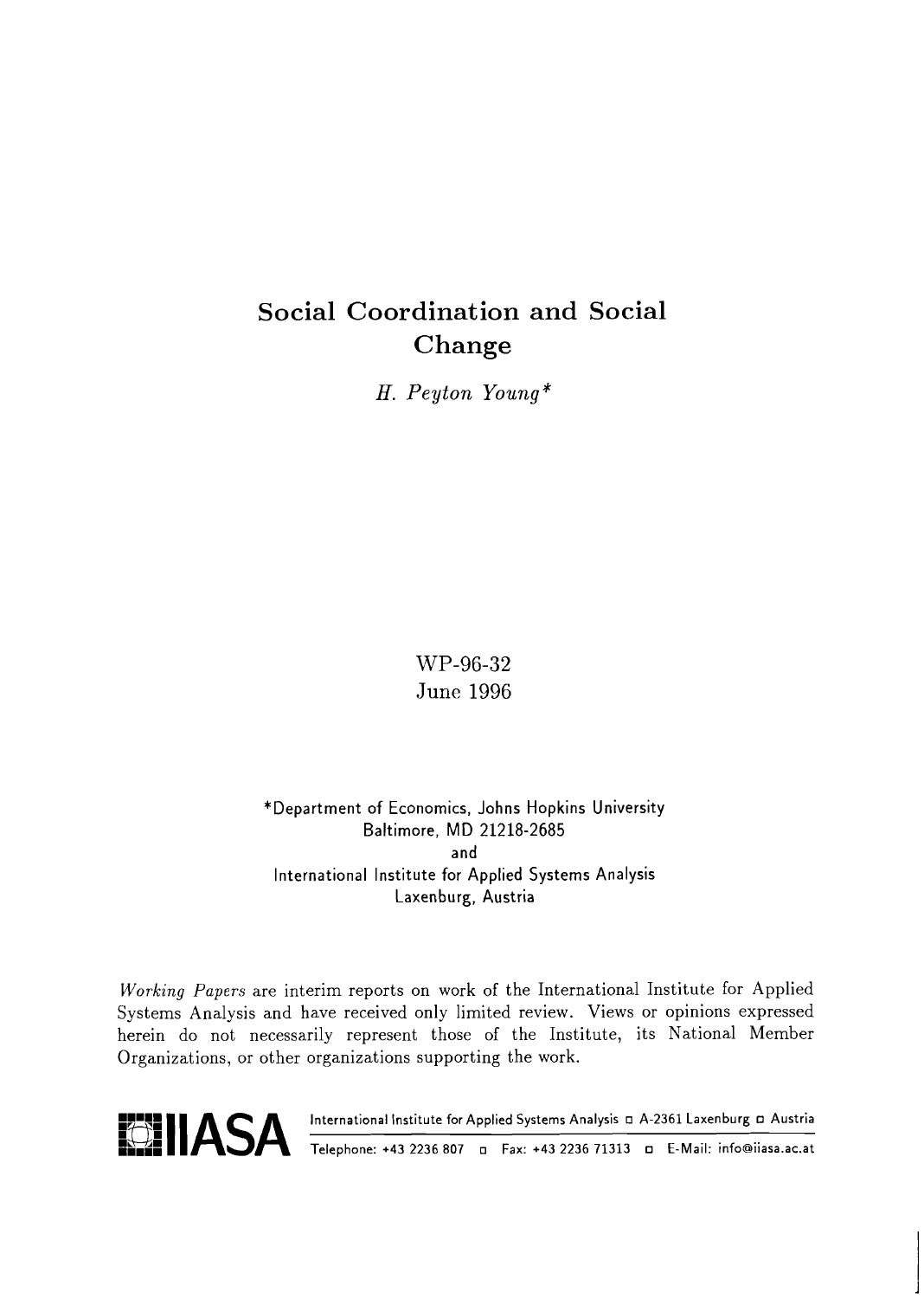# Social Coordination and Social Change

*H. Peyton Young**

WP-96-32
June 1996

*Department of Economics, Johns Hopkins University
Baltimore, MD 21218-2685
and
International Institute for Applied Systems Analysis
Laxenburg, Austria

*Working Papers* are interim reports on work of the International Institute for Applied Systems Analysis and have received only limited review. Views or opinions expressed herein do not necessarily represent those of the Institute, its National Member Organizations, or other organizations supporting the work.

IIASA International Institute for Applied Systems Analysis ◻ A-2361 Laxenburg ◻ Austria
Telephone: +43 2236 807 ◻ Fax: +43 2236 71313 ◻ E-Mail: info@iiasa.ac.at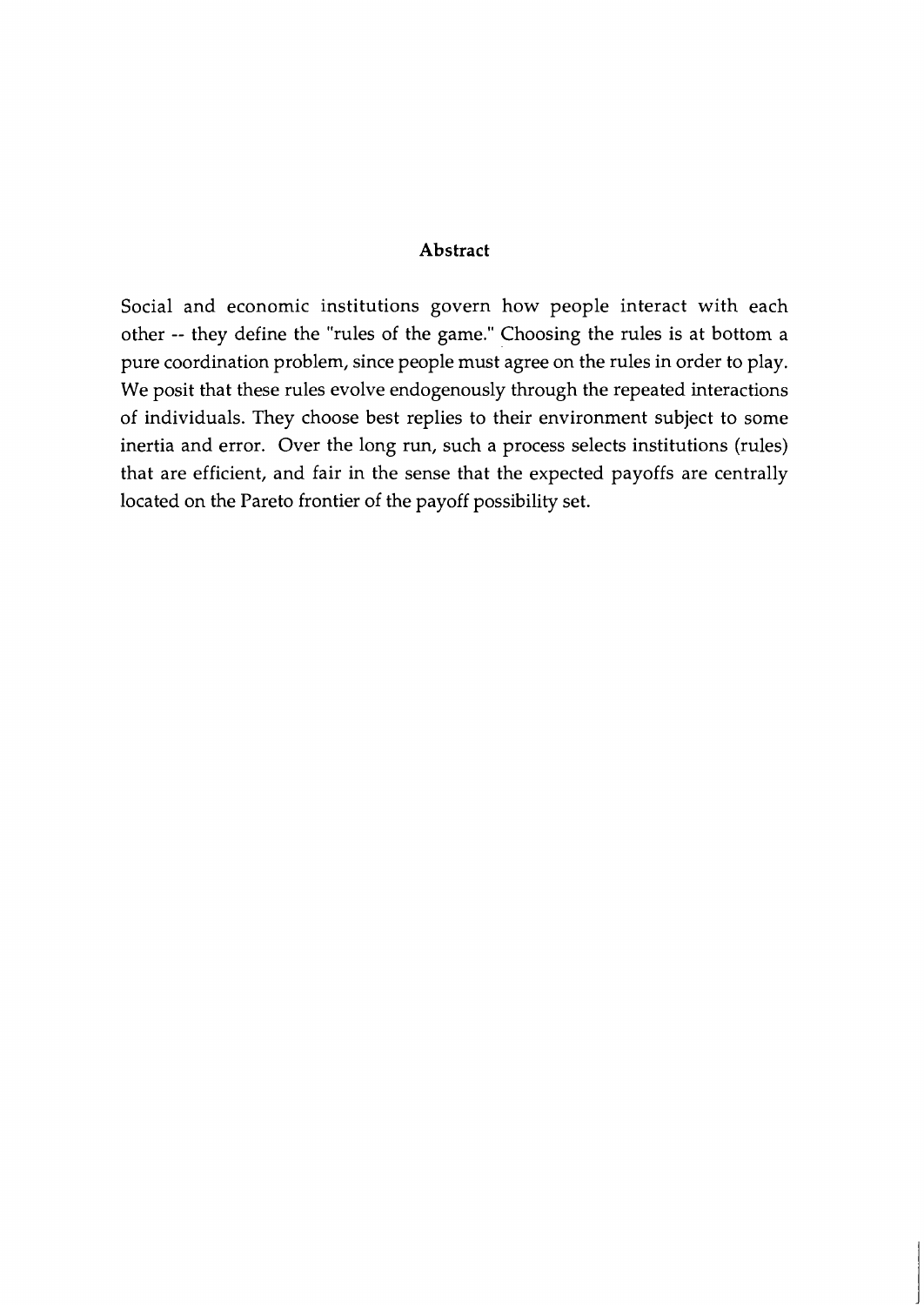## Abstract

Social and economic institutions govern how people interact with each other -- they define the "rules of the game." Choosing the rules is at bottom a pure coordination problem, since people must agree on the rules in order to play. We posit that these rules evolve endogenously through the repeated interactions of individuals. They choose best replies to their environment subject to some inertia and error. Over the long run, such a process selects institutions (rules) that are efficient, and fair in the sense that the expected payoffs are centrally located on the Pareto frontier of the payoff possibility set.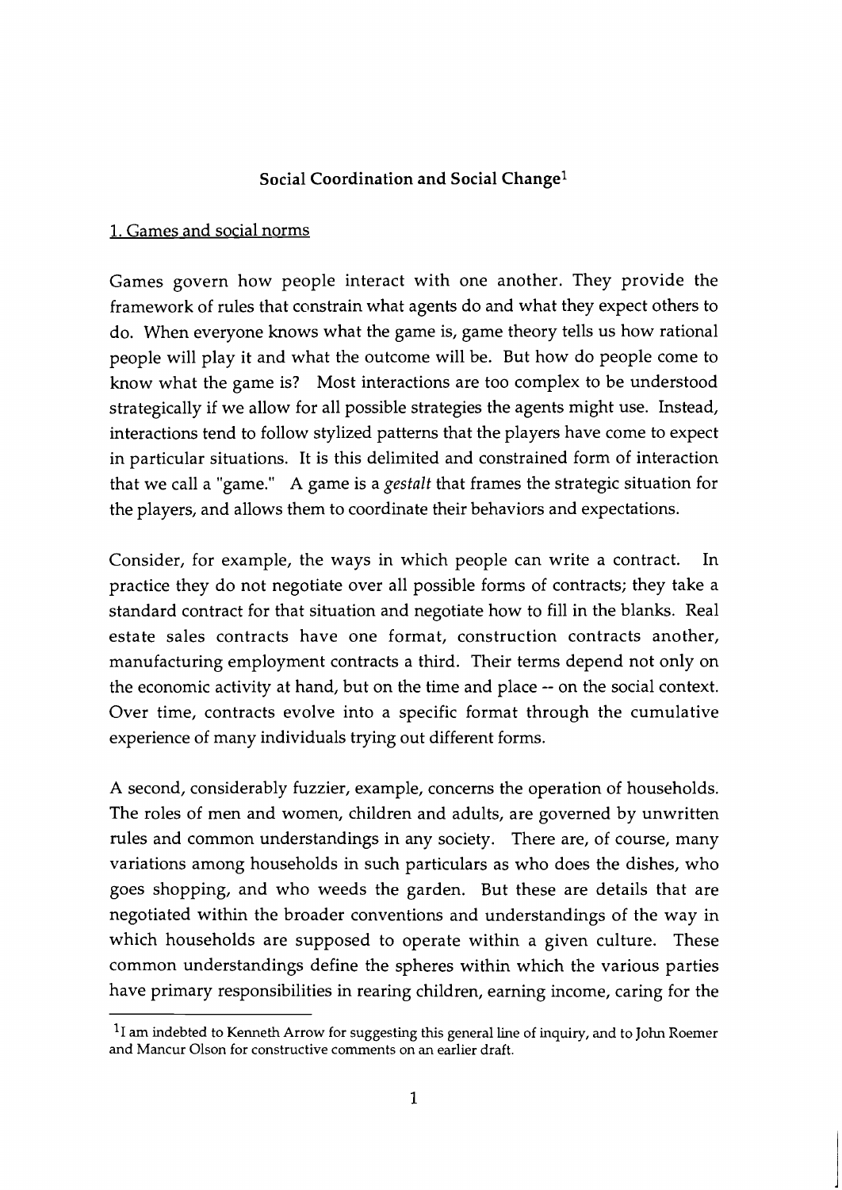## Social Coordination and Social Change[1]

### 1. Games and social norms

Games govern how people interact with one another. They provide the framework of rules that constrain what agents do and what they expect others to do. When everyone knows what the game is, game theory tells us how rational people will play it and what the outcome will be. But how do people come to know what the game is? Most interactions are too complex to be understood strategically if we allow for all possible strategies the agents might use. Instead, interactions tend to follow stylized patterns that the players have come to expect in particular situations. It is this delimited and constrained form of interaction that we call a "game." A game is a *gestalt* that frames the strategic situation for the players, and allows them to coordinate their behaviors and expectations.

Consider, for example, the ways in which people can write a contract. In practice they do not negotiate over all possible forms of contracts; they take a standard contract for that situation and negotiate how to fill in the blanks. Real estate sales contracts have one format, construction contracts another, manufacturing employment contracts a third. Their terms depend not only on the economic activity at hand, but on the time and place -- on the social context. Over time, contracts evolve into a specific format through the cumulative experience of many individuals trying out different forms.

A second, considerably fuzzier, example, concerns the operation of households. The roles of men and women, children and adults, are governed by unwritten rules and common understandings in any society. There are, of course, many variations among households in such particulars as who does the dishes, who goes shopping, and who weeds the garden. But these are details that are negotiated within the broader conventions and understandings of the way in which households are supposed to operate within a given culture. These common understandings define the spheres within which the various parties have primary responsibilities in rearing children, earning income, caring for the

---

[1] I am indebted to Kenneth Arrow for suggesting this general line of inquiry, and to John Roemer and Mancur Olson for constructive comments on an earlier draft.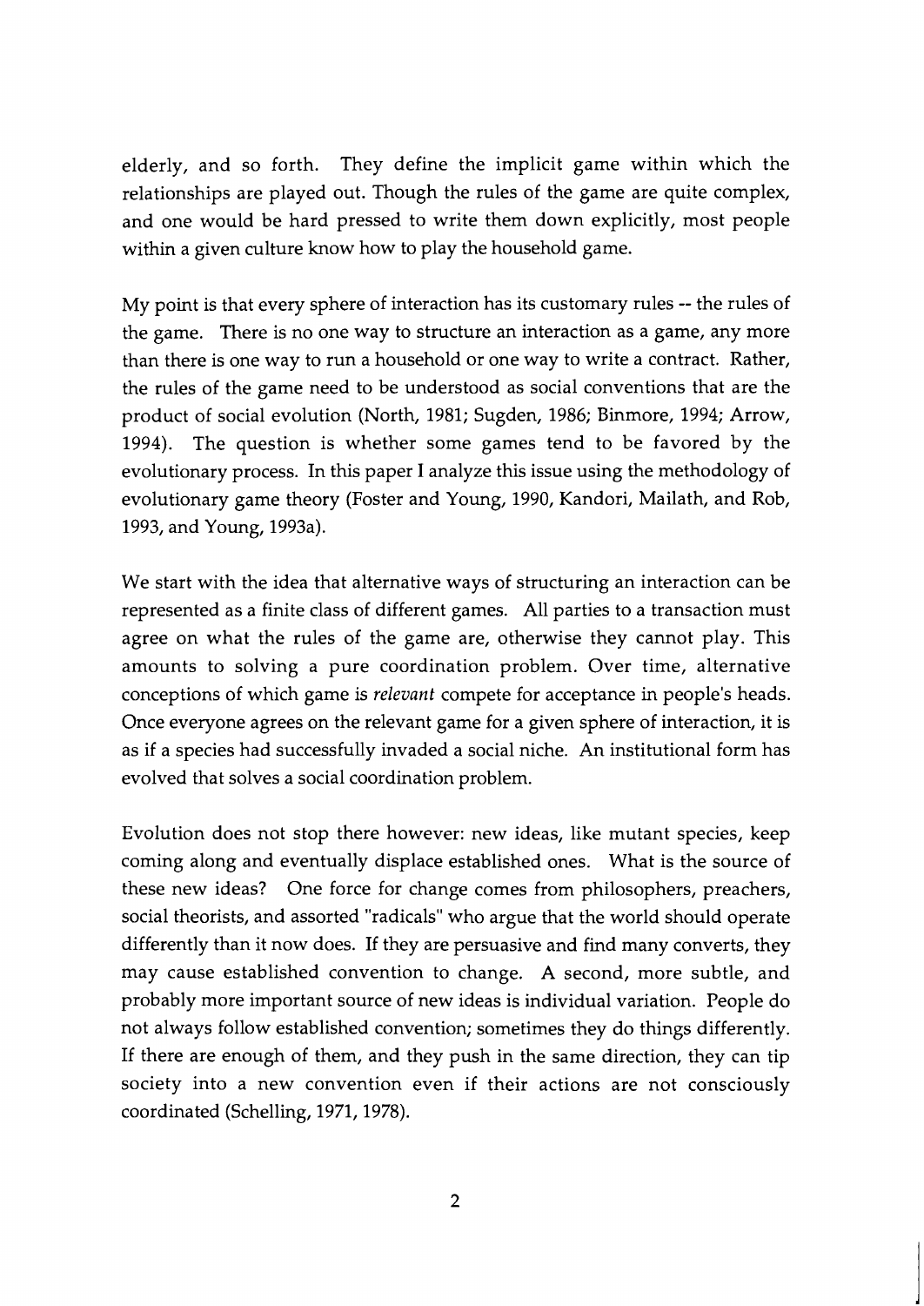elderly, and so forth. They define the implicit game within which the relationships are played out. Though the rules of the game are quite complex, and one would be hard pressed to write them down explicitly, most people within a given culture know how to play the household game.

My point is that every sphere of interaction has its customary rules -- the rules of the game. There is no one way to structure an interaction as a game, any more than there is one way to run a household or one way to write a contract. Rather, the rules of the game need to be understood as social conventions that are the product of social evolution (North, 1981; Sugden, 1986; Binmore, 1994; Arrow, 1994). The question is whether some games tend to be favored by the evolutionary process. In this paper I analyze this issue using the methodology of evolutionary game theory (Foster and Young, 1990, Kandori, Mailath, and Rob, 1993, and Young, 1993a).

We start with the idea that alternative ways of structuring an interaction can be represented as a finite class of different games. All parties to a transaction must agree on what the rules of the game are, otherwise they cannot play. This amounts to solving a pure coordination problem. Over time, alternative conceptions of which game is *relevant* compete for acceptance in people's heads. Once everyone agrees on the relevant game for a given sphere of interaction, it is as if a species had successfully invaded a social niche. An institutional form has evolved that solves a social coordination problem.

Evolution does not stop there however: new ideas, like mutant species, keep coming along and eventually displace established ones. What is the source of these new ideas? One force for change comes from philosophers, preachers, social theorists, and assorted "radicals" who argue that the world should operate differently than it now does. If they are persuasive and find many converts, they may cause established convention to change. A second, more subtle, and probably more important source of new ideas is individual variation. People do not always follow established convention; sometimes they do things differently. If there are enough of them, and they push in the same direction, they can tip society into a new convention even if their actions are not consciously coordinated (Schelling, 1971, 1978).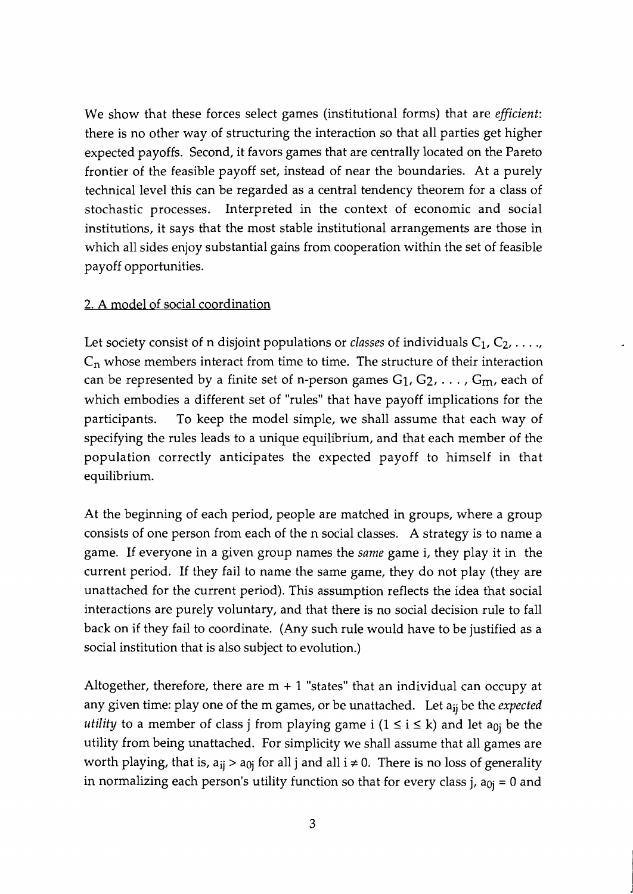We show that these forces select games (institutional forms) that are *efficient*: there is no other way of structuring the interaction so that all parties get higher expected payoffs. Second, it favors games that are centrally located on the Pareto frontier of the feasible payoff set, instead of near the boundaries. At a purely technical level this can be regarded as a central tendency theorem for a class of stochastic processes. Interpreted in the context of economic and social institutions, it says that the most stable institutional arrangements are those in which all sides enjoy substantial gains from cooperation within the set of feasible payoff opportunities.

## 2. A model of social coordination

Let society consist of n disjoint populations or *classes* of individuals $C_1, C_2, \ldots, C_n$ whose members interact from time to time. The structure of their interaction can be represented by a finite set of n-person games $G_1, G_2, \ldots, G_m$, each of which embodies a different set of "rules" that have payoff implications for the participants. To keep the model simple, we shall assume that each way of specifying the rules leads to a unique equilibrium, and that each member of the population correctly anticipates the expected payoff to himself in that equilibrium.

At the beginning of each period, people are matched in groups, where a group consists of one person from each of the n social classes. A strategy is to name a game. If everyone in a given group names the *same* game i, they play it in the current period. If they fail to name the same game, they do not play (they are unattached for the current period). This assumption reflects the idea that social interactions are purely voluntary, and that there is no social decision rule to fall back on if they fail to coordinate. (Any such rule would have to be justified as a social institution that is also subject to evolution.)

Altogether, therefore, there are m + 1 "states" that an individual can occupy at any given time: play one of the m games, or be unattached. Let $a_{ij}$ be the *expected utility* to a member of class j from playing game i $(1 \leq i \leq k)$ and let $a_{0j}$ be the utility from being unattached. For simplicity we shall assume that all games are worth playing, that is, $a_{ij} > a_{0j}$ for all j and all $i \neq 0$. There is no loss of generality in normalizing each person's utility function so that for every class j, $a_{0j} = 0$ and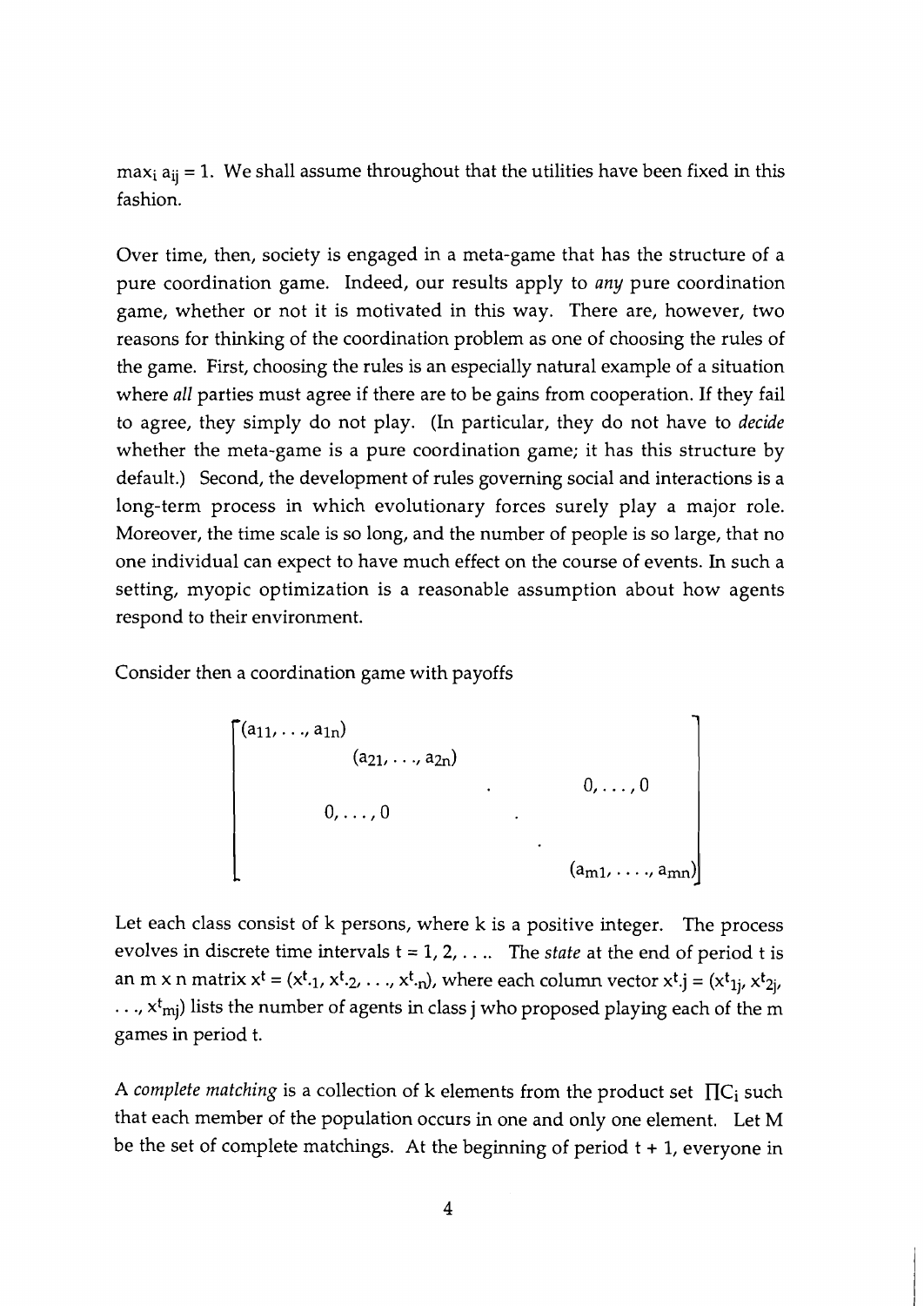$\max_i a_{ij} = 1$. We shall assume throughout that the utilities have been fixed in this fashion.

Over time, then, society is engaged in a meta-game that has the structure of a pure coordination game. Indeed, our results apply to *any* pure coordination game, whether or not it is motivated in this way. There are, however, two reasons for thinking of the coordination problem as one of choosing the rules of the game. First, choosing the rules is an especially natural example of a situation where *all* parties must agree if there are to be gains from cooperation. If they fail to agree, they simply do not play. (In particular, they do not have to *decide* whether the meta-game is a pure coordination game; it has this structure by default.) Second, the development of rules governing social and interactions is a long-term process in which evolutionary forces surely play a major role. Moreover, the time scale is so long, and the number of people is so large, that no one individual can expect to have much effect on the course of events. In such a setting, myopic optimization is a reasonable assumption about how agents respond to their environment.

Consider then a coordination game with payoffs

$$\begin{bmatrix} (a_{11}, \ldots, a_{1n}) & & & \\ & (a_{21}, \ldots, a_{2n}) & & 0, \ldots, 0 \\ & & \ddots & \\ 0, \ldots, 0 & & & (a_{m1}, \ldots, a_{mn}) \end{bmatrix}$$

Let each class consist of k persons, where k is a positive integer. The process evolves in discrete time intervals $t = 1, 2, \ldots$. The *state* at the end of period t is an m x n matrix $x^t = (x^t_{\cdot 1}, x^t_{\cdot 2}, \ldots, x^t_{\cdot n})$, where each column vector $x^t_{\cdot j} = (x^t_{1j}, x^t_{2j}, \ldots, x^t_{mj})$ lists the number of agents in class j who proposed playing each of the m games in period t.

A *complete matching* is a collection of k elements from the product set $\prod C_i$ such that each member of the population occurs in one and only one element. Let M be the set of complete matchings. At the beginning of period t + 1, everyone in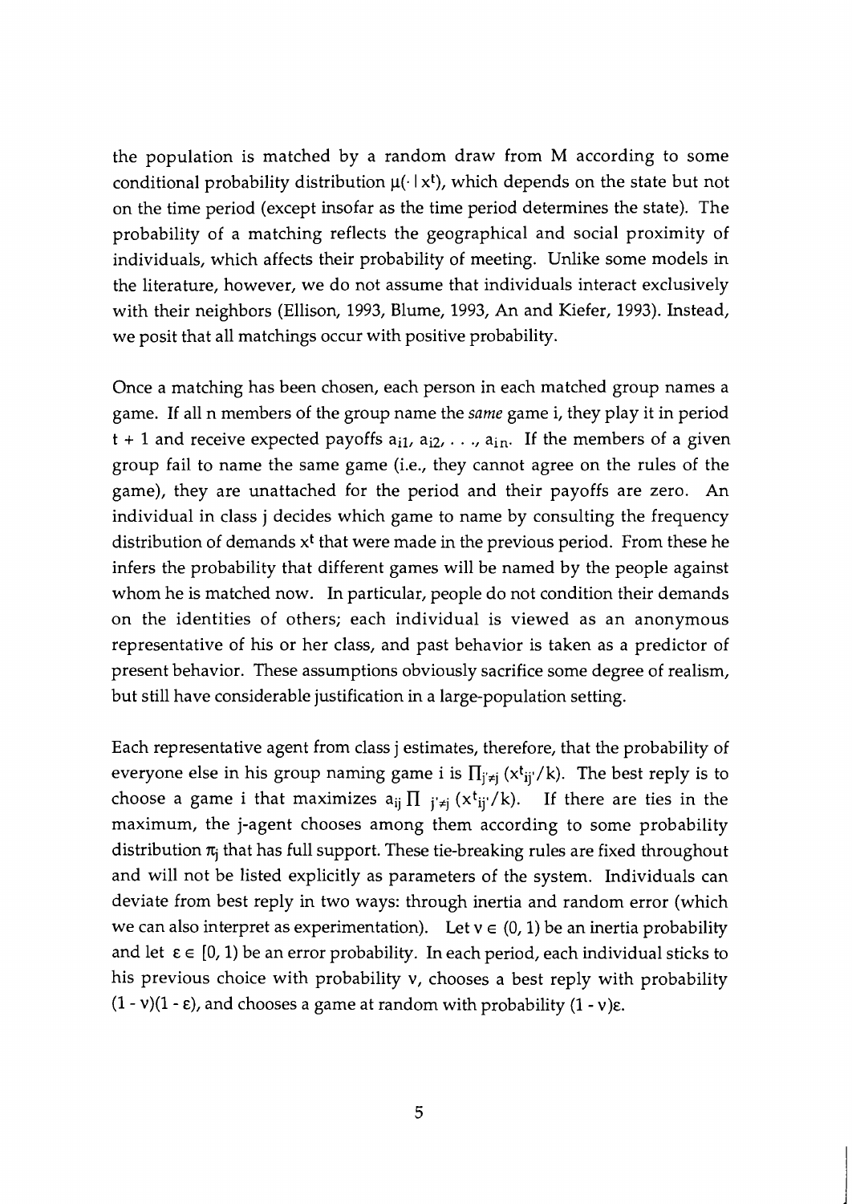the population is matched by a random draw from M according to some conditional probability distribution $\mu(\cdot \mid x^t)$, which depends on the state but not on the time period (except insofar as the time period determines the state). The probability of a matching reflects the geographical and social proximity of individuals, which affects their probability of meeting. Unlike some models in the literature, however, we do not assume that individuals interact exclusively with their neighbors (Ellison, 1993, Blume, 1993, An and Kiefer, 1993). Instead, we posit that all matchings occur with positive probability.

Once a matching has been chosen, each person in each matched group names a game. If all n members of the group name the *same* game i, they play it in period t + 1 and receive expected payoffs $a_{i1}, a_{i2}, \ldots, a_{in}$. If the members of a given group fail to name the same game (i.e., they cannot agree on the rules of the game), they are unattached for the period and their payoffs are zero. An individual in class j decides which game to name by consulting the frequency distribution of demands $x^t$ that were made in the previous period. From these he infers the probability that different games will be named by the people against whom he is matched now. In particular, people do not condition their demands on the identities of others; each individual is viewed as an anonymous representative of his or her class, and past behavior is taken as a predictor of present behavior. These assumptions obviously sacrifice some degree of realism, but still have considerable justification in a large-population setting.

Each representative agent from class j estimates, therefore, that the probability of everyone else in his group naming game i is $\prod_{j' \neq j} (x^t_{ij'}/k)$. The best reply is to choose a game i that maximizes $a_{ij} \prod_{j' \neq j} (x^t_{ij'}/k)$. If there are ties in the maximum, the j-agent chooses among them according to some probability distribution $\pi_j$ that has full support. These tie-breaking rules are fixed throughout and will not be listed explicitly as parameters of the system. Individuals can deviate from best reply in two ways: through inertia and random error (which we can also interpret as experimentation). Let $\nu \in (0, 1)$ be an inertia probability and let $\varepsilon \in [0, 1)$ be an error probability. In each period, each individual sticks to his previous choice with probability $\nu$, chooses a best reply with probability $(1 - \nu)(1 - \varepsilon)$, and chooses a game at random with probability $(1 - \nu)\varepsilon$.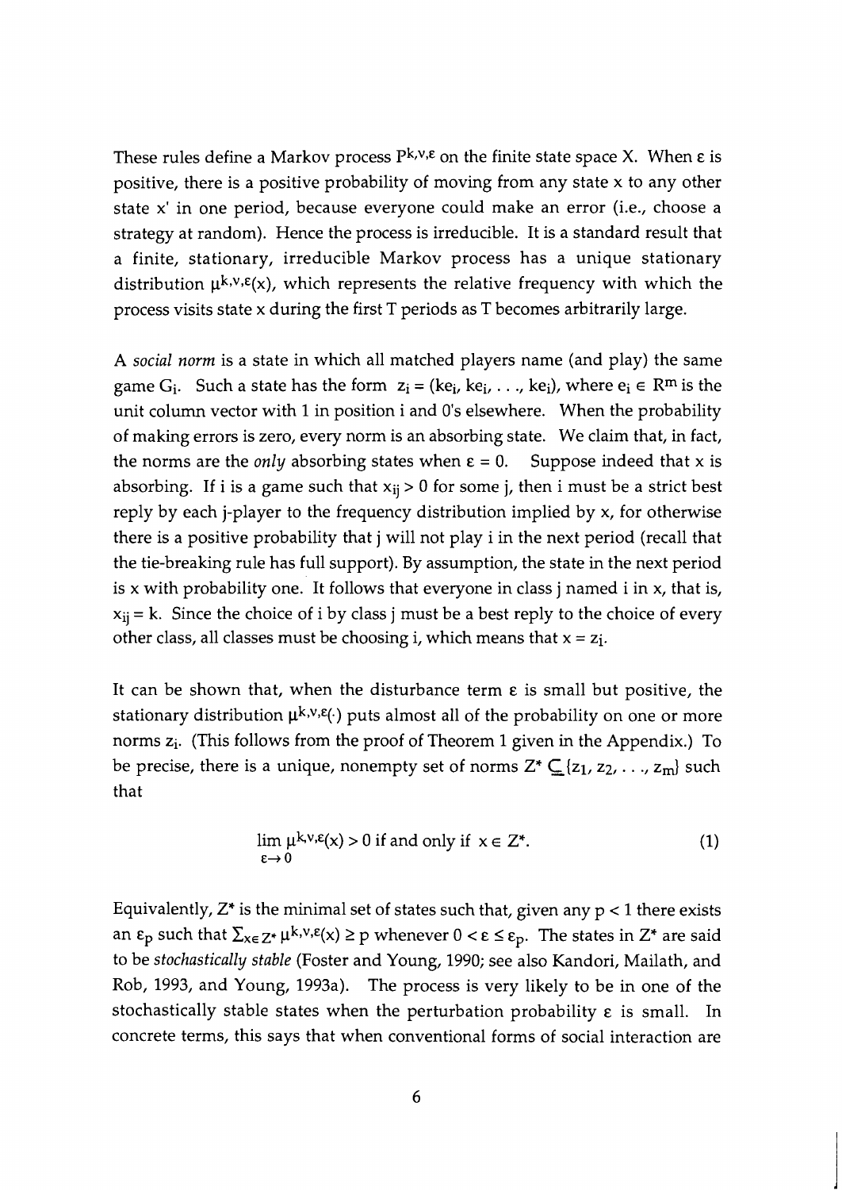These rules define a Markov process $P^{k,v,\varepsilon}$ on the finite state space X. When $\varepsilon$ is positive, there is a positive probability of moving from any state x to any other state x' in one period, because everyone could make an error (i.e., choose a strategy at random). Hence the process is irreducible. It is a standard result that a finite, stationary, irreducible Markov process has a unique stationary distribution $\mu^{k,v,\varepsilon}(x)$, which represents the relative frequency with which the process visits state x during the first T periods as T becomes arbitrarily large.

A *social norm* is a state in which all matched players name (and play) the same game $G_i$. Such a state has the form $z_i = (ke_i, ke_i, \ldots, ke_i)$, where $e_i \in R^m$ is the unit column vector with 1 in position i and 0's elsewhere. When the probability of making errors is zero, every norm is an absorbing state. We claim that, in fact, the norms are the *only* absorbing states when $\varepsilon = 0$. Suppose indeed that x is absorbing. If i is a game such that $x_{ij} > 0$ for some j, then i must be a strict best reply by each j-player to the frequency distribution implied by x, for otherwise there is a positive probability that j will not play i in the next period (recall that the tie-breaking rule has full support). By assumption, the state in the next period is x with probability one. It follows that everyone in class j named i in x, that is, $x_{ij} = k$. Since the choice of i by class j must be a best reply to the choice of every other class, all classes must be choosing i, which means that $x = z_i$.

It can be shown that, when the disturbance term $\varepsilon$ is small but positive, the stationary distribution $\mu^{k,v,\varepsilon}(\cdot)$ puts almost all of the probability on one or more norms $z_i$. (This follows from the proof of Theorem 1 given in the Appendix.) To be precise, there is a unique, nonempty set of norms $Z^* \subseteq \{z_1, z_2, \ldots, z_m\}$ such that

$$\lim_{\varepsilon \to 0} \mu^{k,v,\varepsilon}(x) > 0 \text{ if and only if } x \in Z^*. \tag{1}$$

Equivalently, $Z^*$ is the minimal set of states such that, given any $p < 1$ there exists an $\varepsilon_p$ such that $\sum_{x \in Z^*} \mu^{k,v,\varepsilon}(x) \geq p$ whenever $0 < \varepsilon \leq \varepsilon_p$. The states in $Z^*$ are said to be *stochastically stable* (Foster and Young, 1990; see also Kandori, Mailath, and Rob, 1993, and Young, 1993a). The process is very likely to be in one of the stochastically stable states when the perturbation probability $\varepsilon$ is small. In concrete terms, this says that when conventional forms of social interaction are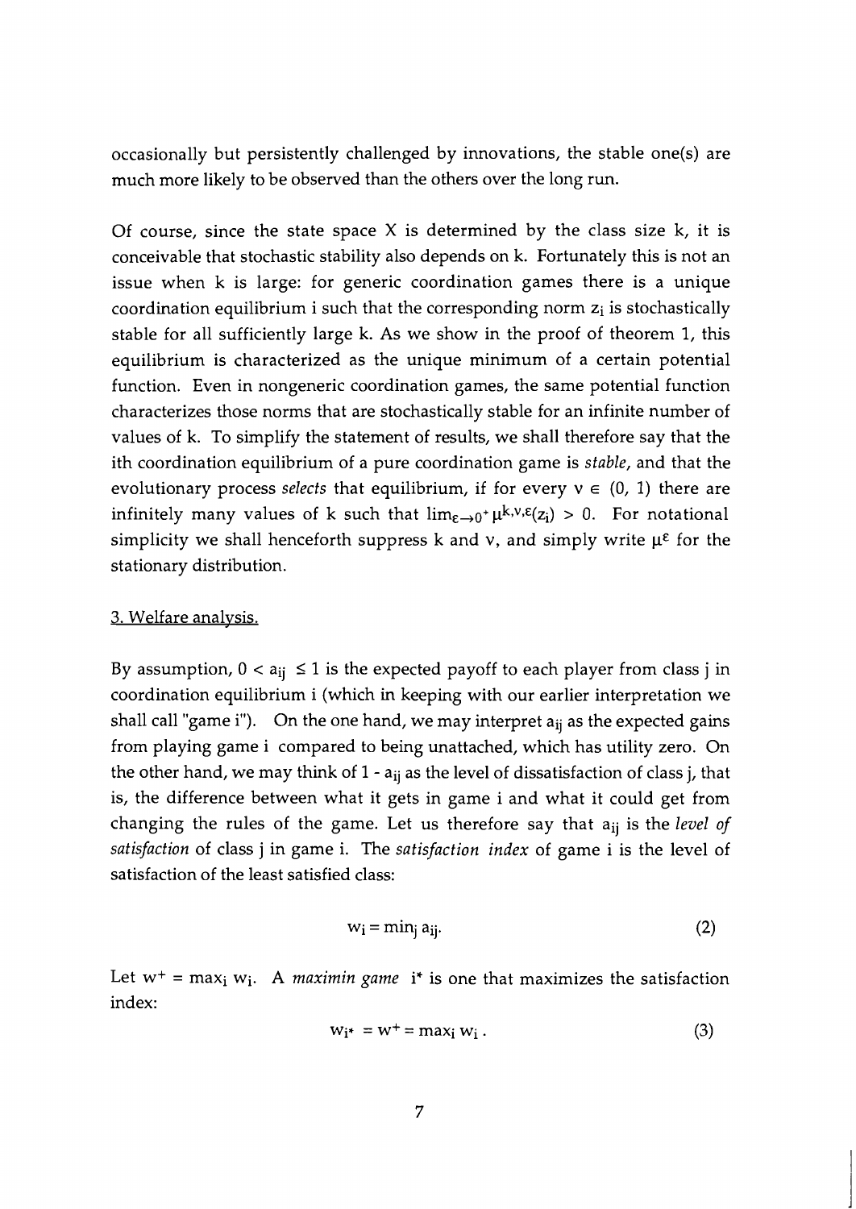occasionally but persistently challenged by innovations, the stable one(s) are much more likely to be observed than the others over the long run.

Of course, since the state space X is determined by the class size k, it is conceivable that stochastic stability also depends on k. Fortunately this is not an issue when k is large: for generic coordination games there is a unique coordination equilibrium i such that the corresponding norm $z_i$ is stochastically stable for all sufficiently large k. As we show in the proof of theorem 1, this equilibrium is characterized as the unique minimum of a certain potential function. Even in nongeneric coordination games, the same potential function characterizes those norms that are stochastically stable for an infinite number of values of k. To simplify the statement of results, we shall therefore say that the ith coordination equilibrium of a pure coordination game is *stable*, and that the evolutionary process *selects* that equilibrium, if for every $\nu \in (0, 1)$ there are infinitely many values of k such that $\lim_{\varepsilon \to 0^+} \mu^{k,\nu,\varepsilon}(z_i) > 0$. For notational simplicity we shall henceforth suppress k and ν, and simply write $\mu^{\varepsilon}$ for the stationary distribution.

## 3. Welfare analysis.

By assumption, $0 < a_{ij} \leq 1$ is the expected payoff to each player from class j in coordination equilibrium i (which in keeping with our earlier interpretation we shall call "game i"). On the one hand, we may interpret $a_{ij}$ as the expected gains from playing game i compared to being unattached, which has utility zero. On the other hand, we may think of $1 - a_{ij}$ as the level of dissatisfaction of class j, that is, the difference between what it gets in game i and what it could get from changing the rules of the game. Let us therefore say that $a_{ij}$ is the *level of satisfaction* of class j in game i. The *satisfaction index* of game i is the level of satisfaction of the least satisfied class:

$$w_i = \min_j a_{ij}. \tag{2}$$

Let $w^+ = \max_i w_i$. A *maximin game* $i^*$ is one that maximizes the satisfaction index:

$$w_{i^*} = w^+ = \max_i w_i . \tag{3}$$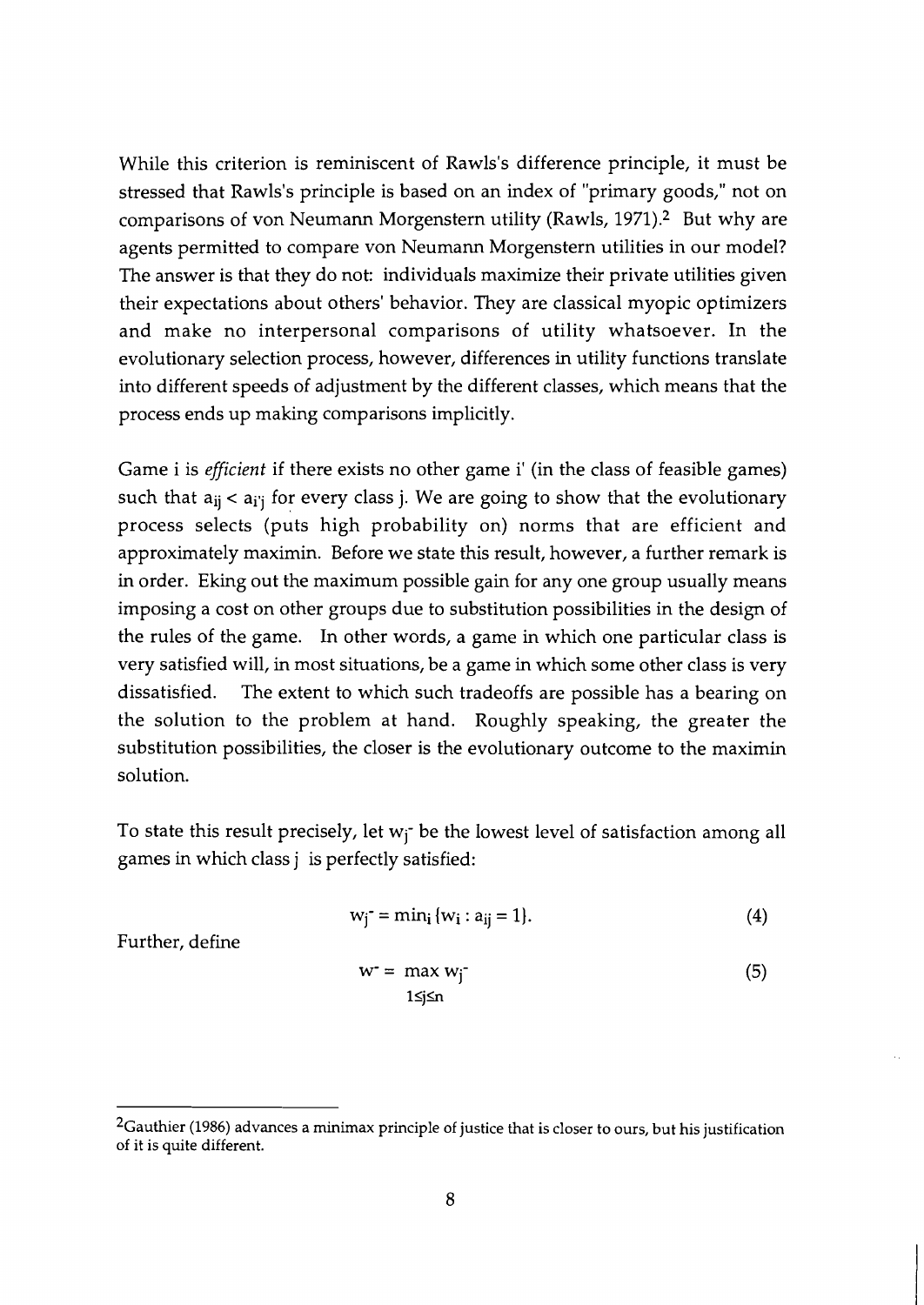While this criterion is reminiscent of Rawls's difference principle, it must be stressed that Rawls's principle is based on an index of "primary goods," not on comparisons of von Neumann Morgenstern utility (Rawls, 1971).[2] But why are agents permitted to compare von Neumann Morgenstern utilities in our model? The answer is that they do not: individuals maximize their private utilities given their expectations about others' behavior. They are classical myopic optimizers and make no interpersonal comparisons of utility whatsoever. In the evolutionary selection process, however, differences in utility functions translate into different speeds of adjustment by the different classes, which means that the process ends up making comparisons implicitly.

Game i is *efficient* if there exists no other game i' (in the class of feasible games) such that $a_{ij} < a_{i'j}$ for every class j. We are going to show that the evolutionary process selects (puts high probability on) norms that are efficient and approximately maximin. Before we state this result, however, a further remark is in order. Eking out the maximum possible gain for any one group usually means imposing a cost on other groups due to substitution possibilities in the design of the rules of the game. In other words, a game in which one particular class is very satisfied will, in most situations, be a game in which some other class is very dissatisfied. The extent to which such tradeoffs are possible has a bearing on the solution to the problem at hand. Roughly speaking, the greater the substitution possibilities, the closer is the evolutionary outcome to the maximin solution.

To state this result precisely, let $w_j^-$ be the lowest level of satisfaction among all games in which class j is perfectly satisfied:

$$w_j^- = \min_i \{w_i : a_{ij} = 1\}. \tag{4}$$

Further, define

$$w^- = \max_{1 \leq j \leq n} w_j^- \tag{5}$$

[2] Gauthier (1986) advances a minimax principle of justice that is closer to ours, but his justification of it is quite different.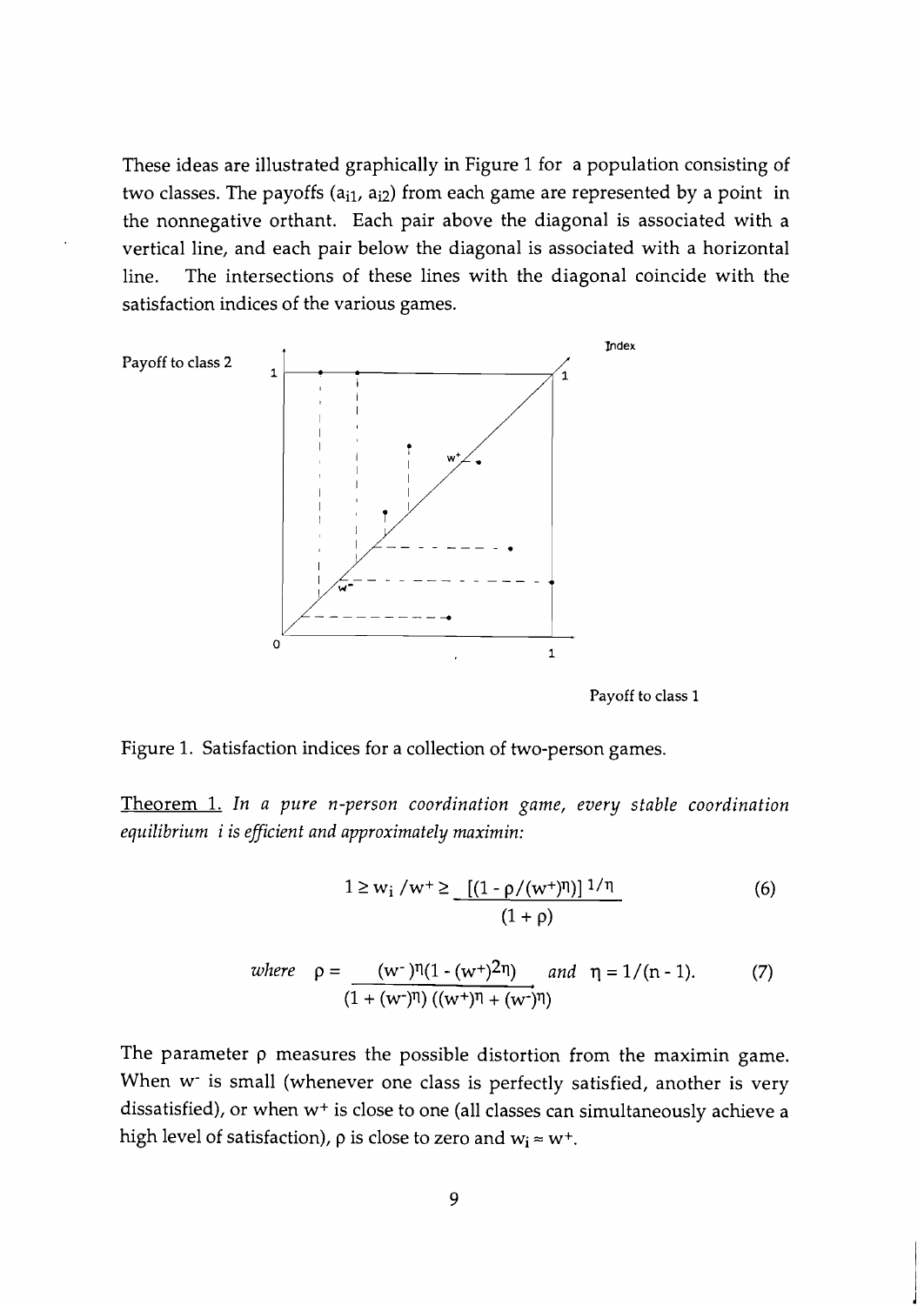These ideas are illustrated graphically in Figure 1 for a population consisting of two classes. The payoffs ($a_{i1}$, $a_{i2}$) from each game are represented by a point in the nonnegative orthant. Each pair above the diagonal is associated with a vertical line, and each pair below the diagonal is associated with a horizontal line. The intersections of these lines with the diagonal coincide with the satisfaction indices of the various games.

Figure 1. Satisfaction indices for a collection of two-person games.

Theorem 1. *In a pure n-person coordination game, every stable coordination equilibrium i is efficient and approximately maximin:*

$$1 \geq w_i / w^+ \geq \frac{[(1 - \rho/(w^+)^\eta)]^{1/\eta}}{(1 + \rho)} \tag{6}$$

$$\textit{where} \quad \rho = \frac{(w^-)^\eta(1 - (w^+)^{2\eta})}{(1 + (w^-)^\eta)((w^+)^\eta + (w^-)^\eta)} \quad \textit{and} \quad \eta = 1/(n-1). \tag{7}$$

The parameter $\rho$ measures the possible distortion from the maximin game. When $w^-$ is small (whenever one class is perfectly satisfied, another is very dissatisfied), or when $w^+$ is close to one (all classes can simultaneously achieve a high level of satisfaction), $\rho$ is close to zero and $w_i \approx w^+$.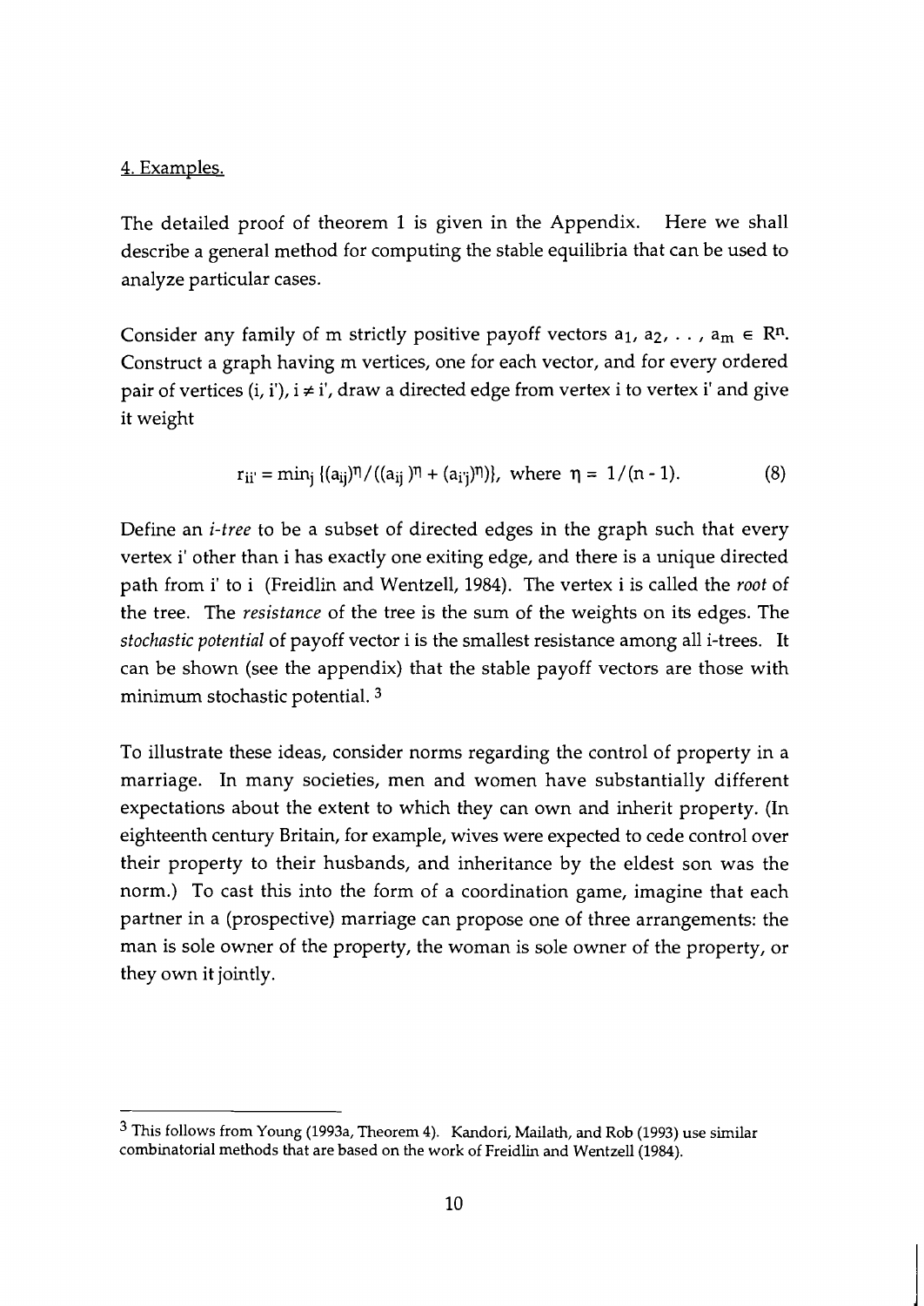## 4. Examples.

The detailed proof of theorem 1 is given in the Appendix. Here we shall describe a general method for computing the stable equilibria that can be used to analyze particular cases.

Consider any family of m strictly positive payoff vectors $a_1, a_2, \ldots, a_m \in R^n$. Construct a graph having m vertices, one for each vector, and for every ordered pair of vertices (i, i'), $i \neq i'$, draw a directed edge from vertex i to vertex i' and give it weight

$$r_{ii'} = \min_j \{(a_{ij})^\eta / ((a_{ij})^\eta + (a_{i'j})^\eta)\}, \text{ where } \eta = 1/(n-1). \tag{8}$$

Define an *i-tree* to be a subset of directed edges in the graph such that every vertex i' other than i has exactly one exiting edge, and there is a unique directed path from i' to i (Freidlin and Wentzell, 1984). The vertex i is called the *root* of the tree. The *resistance* of the tree is the sum of the weights on its edges. The *stochastic potential* of payoff vector i is the smallest resistance among all i-trees. It can be shown (see the appendix) that the stable payoff vectors are those with minimum stochastic potential. [3]

To illustrate these ideas, consider norms regarding the control of property in a marriage. In many societies, men and women have substantially different expectations about the extent to which they can own and inherit property. (In eighteenth century Britain, for example, wives were expected to cede control over their property to their husbands, and inheritance by the eldest son was the norm.) To cast this into the form of a coordination game, imagine that each partner in a (prospective) marriage can propose one of three arrangements: the man is sole owner of the property, the woman is sole owner of the property, or they own it jointly.

---

[3] This follows from Young (1993a, Theorem 4). Kandori, Mailath, and Rob (1993) use similar combinatorial methods that are based on the work of Freidlin and Wentzell (1984).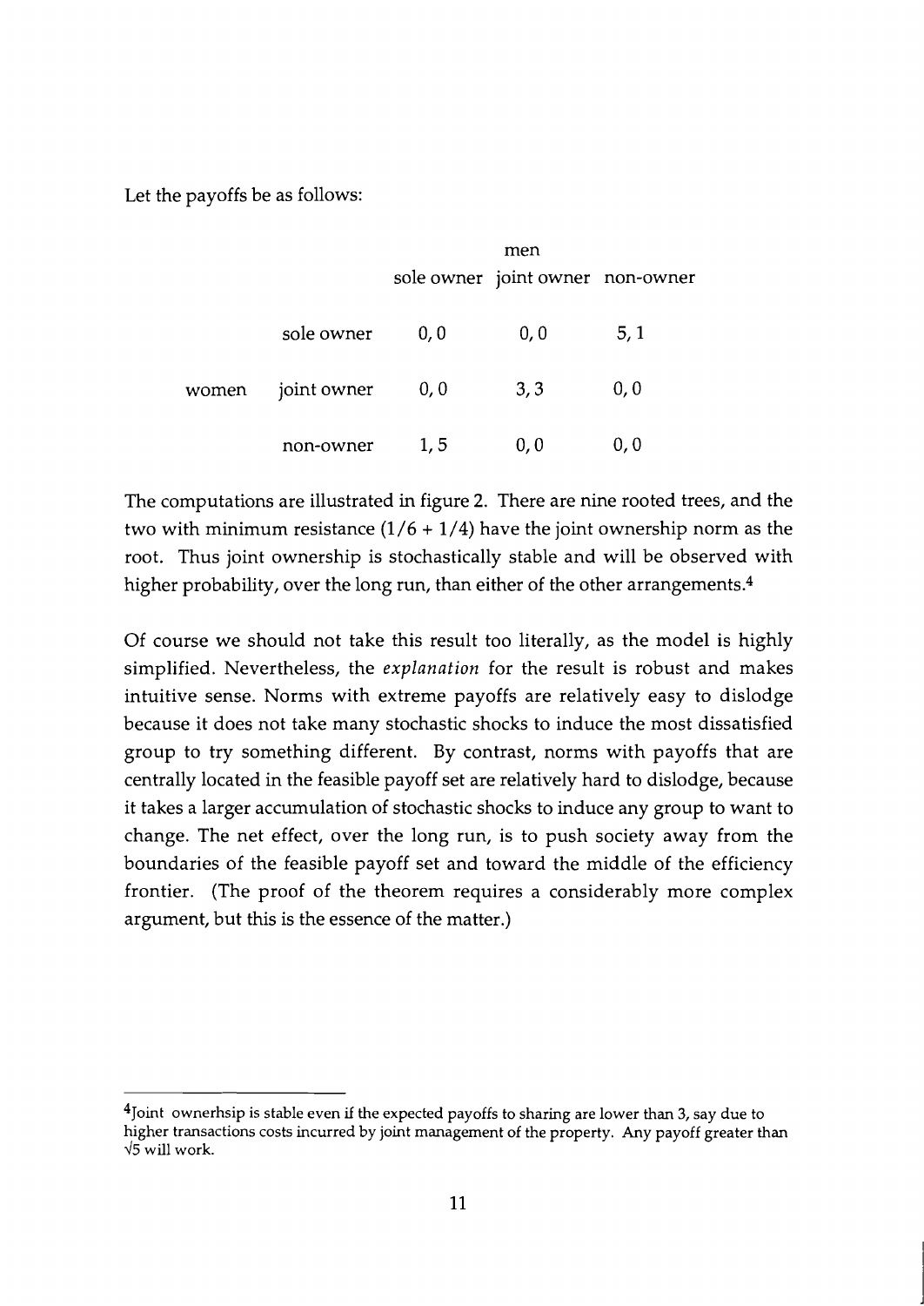Let the payoffs be as follows:

| | | men | | |
|---|---|---|---|---|
| | | sole owner | joint owner | non-owner |
| | sole owner | 0, 0 | 0, 0 | 5, 1 |
| women | joint owner | 0, 0 | 3, 3 | 0, 0 |
| | non-owner | 1, 5 | 0, 0 | 0, 0 |

The computations are illustrated in figure 2. There are nine rooted trees, and the two with minimum resistance ($1/6 + 1/4$) have the joint ownership norm as the root. Thus joint ownership is stochastically stable and will be observed with higher probability, over the long run, than either of the other arrangements.[4]

Of course we should not take this result too literally, as the model is highly simplified. Nevertheless, the *explanation* for the result is robust and makes intuitive sense. Norms with extreme payoffs are relatively easy to dislodge because it does not take many stochastic shocks to induce the most dissatisfied group to try something different. By contrast, norms with payoffs that are centrally located in the feasible payoff set are relatively hard to dislodge, because it takes a larger accumulation of stochastic shocks to induce any group to want to change. The net effect, over the long run, is to push society away from the boundaries of the feasible payoff set and toward the middle of the efficiency frontier. (The proof of the theorem requires a considerably more complex argument, but this is the essence of the matter.)

---

[4]Joint ownerhsip is stable even if the expected payoffs to sharing are lower than 3, say due to higher transactions costs incurred by joint management of the property. Any payoff greater than $\sqrt{5}$ will work.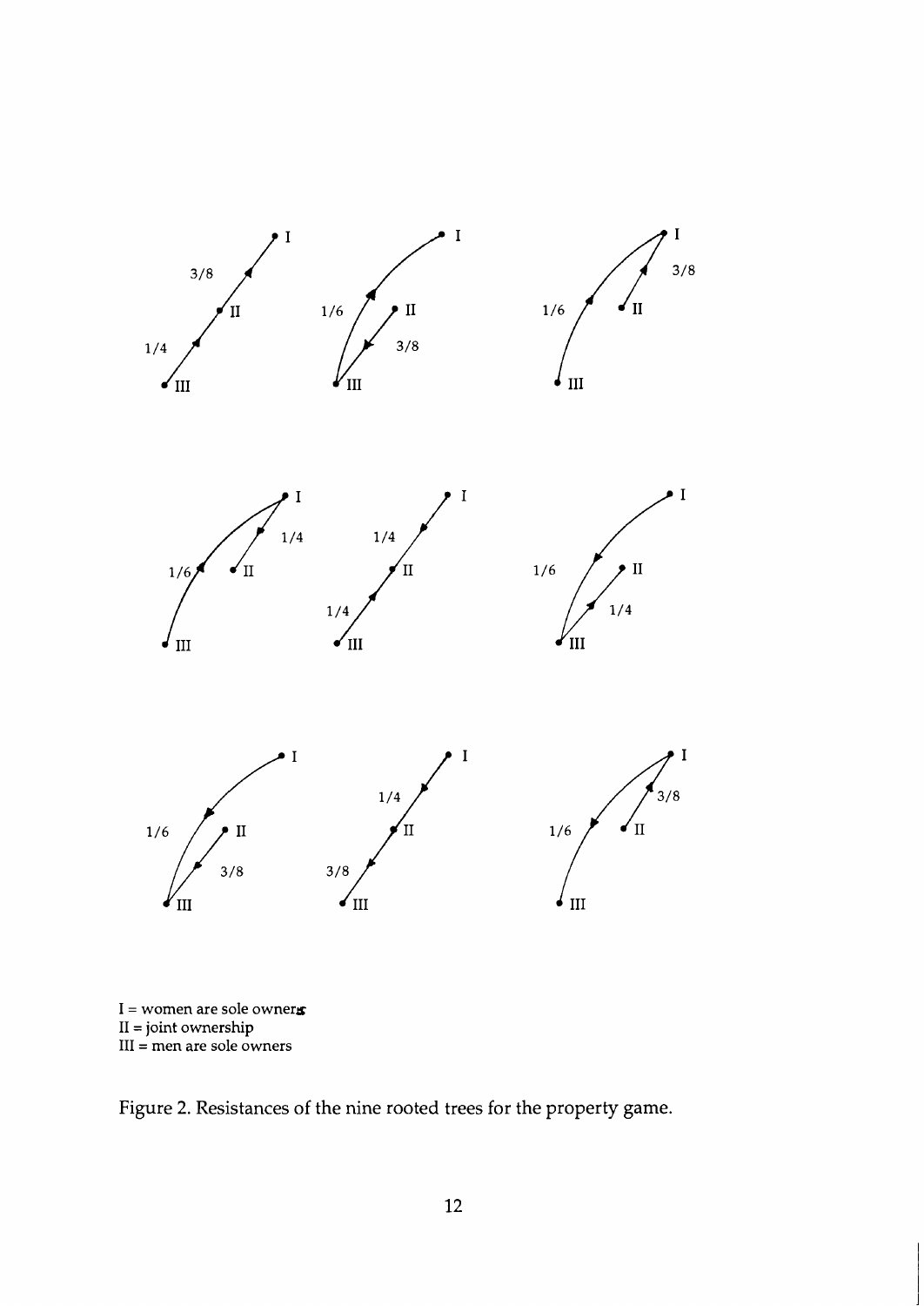I = women are sole owners
II = joint ownership
III = men are sole owners

Figure 2. Resistances of the nine rooted trees for the property game.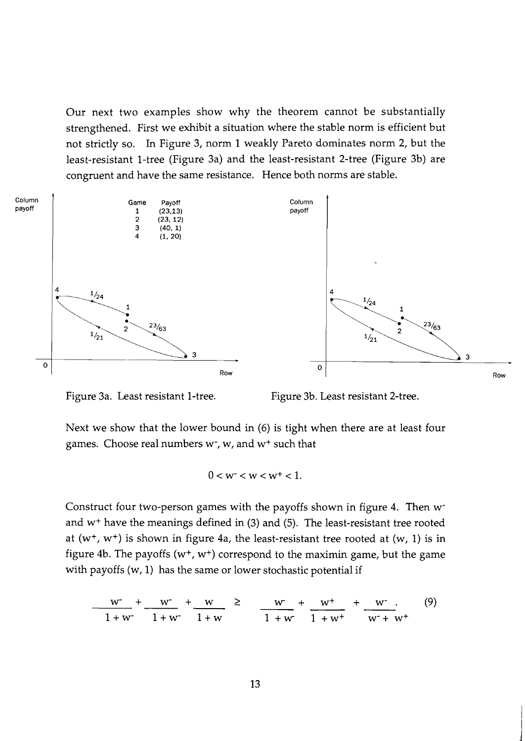Our next two examples show why the theorem cannot be substantially strengthened. First we exhibit a situation where the stable norm is efficient but not strictly so. In Figure 3, norm 1 weakly Pareto dominates norm 2, but the least-resistant 1-tree (Figure 3a) and the least-resistant 2-tree (Figure 3b) are congruent and have the same resistance. Hence both norms are stable.

| Game | Payoff |
|---|---|
| 1 | (23,13) |
| 2 | (23, 12) |
| 3 | (40, 1) |
| 4 | (1, 20) |

Figure 3a. Least resistant 1-tree.

Figure 3b. Least resistant 2-tree.

Next we show that the lower bound in (6) is tight when there are at least four games. Choose real numbers $w^-$, $w$, and $w^+$ such that

$$0 < w^- < w < w^+ < 1.$$

Construct four two-person games with the payoffs shown in figure 4. Then $w^-$ and $w^+$ have the meanings defined in (3) and (5). The least-resistant tree rooted at $(w^+, w^+)$ is shown in figure 4a, the least-resistant tree rooted at $(w, 1)$ is in figure 4b. The payoffs $(w^+, w^+)$ correspond to the maximin game, but the game with payoffs $(w, 1)$ has the same or lower stochastic potential if

$$\frac{w^-}{1+w^-} + \frac{w^-}{1+w^-} + \frac{w}{1+w} \geq \frac{w^-}{1+w^-} + \frac{w^+}{1+w^+} + \frac{w^-}{w^- + w^+}. \qquad (9)$$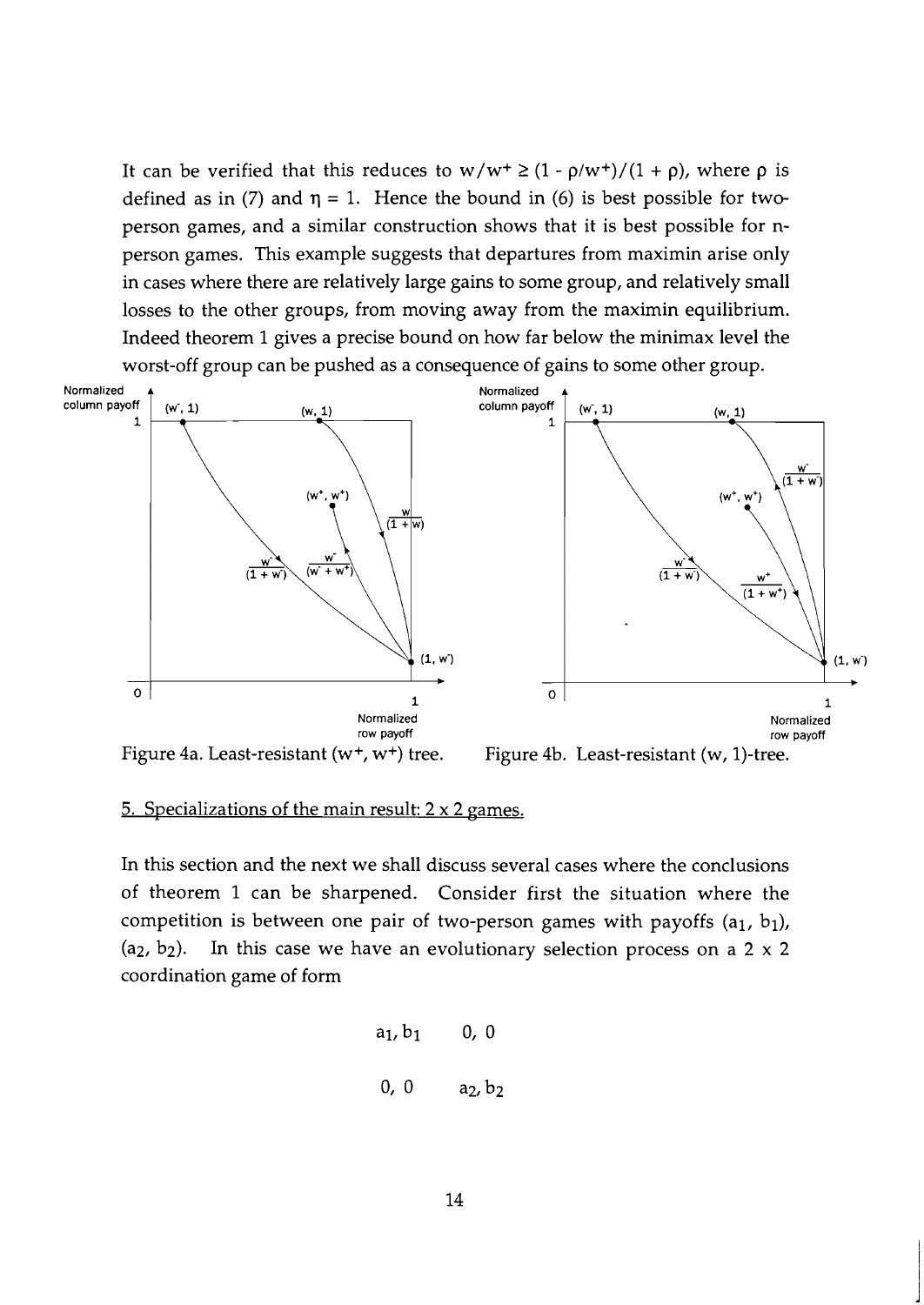It can be verified that this reduces to $w/w^+ \geq (1 - \rho/w^+)/(1 + \rho)$, where $\rho$ is defined as in (7) and $\eta = 1$. Hence the bound in (6) is best possible for two-person games, and a similar construction shows that it is best possible for n-person games. This example suggests that departures from maximin arise only in cases where there are relatively large gains to some group, and relatively small losses to the other groups, from moving away from the maximin equilibrium. Indeed theorem 1 gives a precise bound on how far below the minimax level the worst-off group can be pushed as a consequence of gains to some other group.

Figure 4a. Least-resistant $(w^+, w^+)$ tree.

Figure 4b. Least-resistant $(w, 1)$-tree.

## 5. Specializations of the main result: 2 x 2 games.

In this section and the next we shall discuss several cases where the conclusions of theorem 1 can be sharpened. Consider first the situation where the competition is between one pair of two-person games with payoffs $(a_1, b_1)$, $(a_2, b_2)$. In this case we have an evolutionary selection process on a 2 x 2 coordination game of form

$$\begin{array}{cc} a_1, b_1 & 0,\ 0 \\ 0,\ 0 & a_2, b_2 \end{array}$$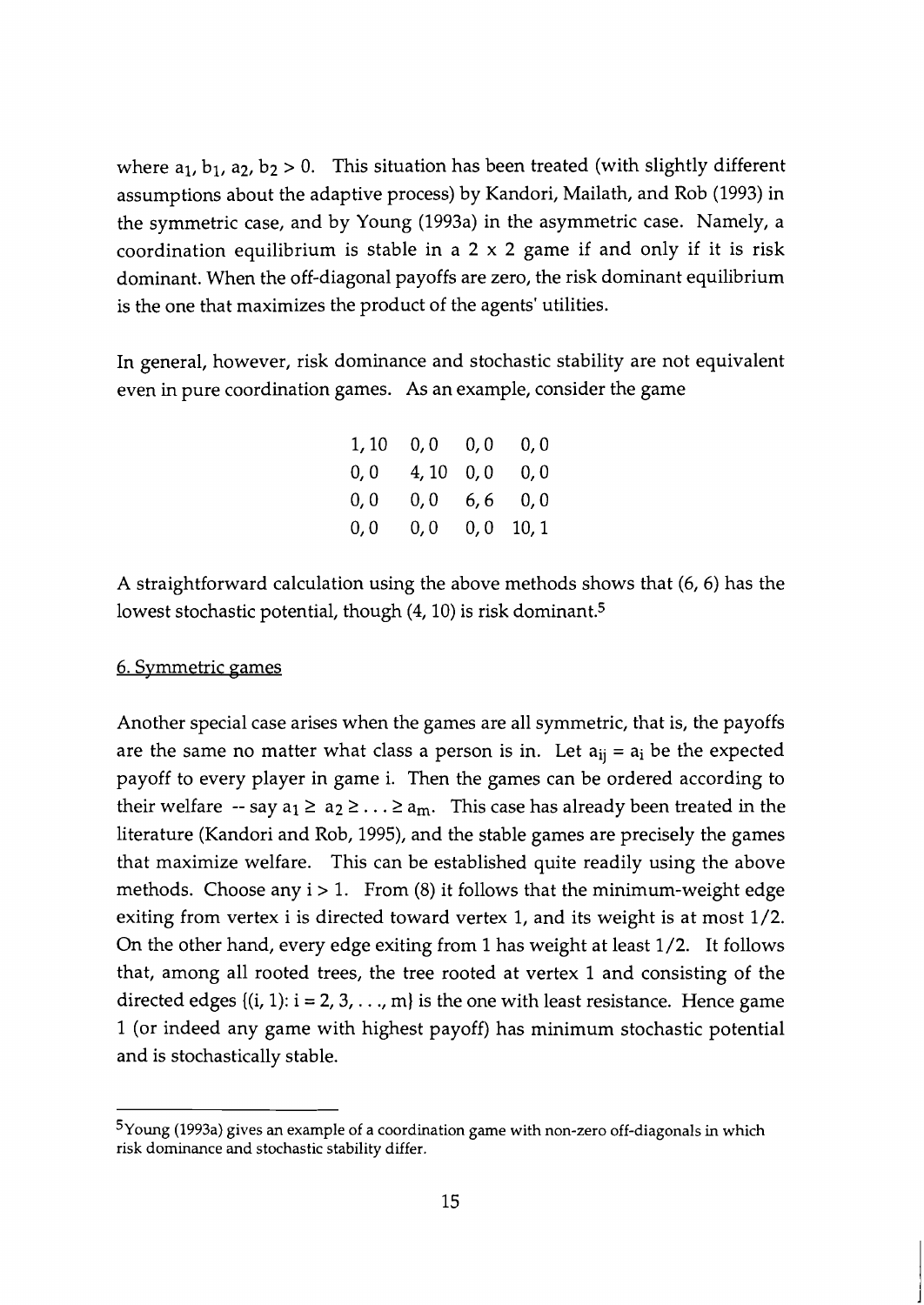where $a_1, b_1, a_2, b_2 > 0$. This situation has been treated (with slightly different assumptions about the adaptive process) by Kandori, Mailath, and Rob (1993) in the symmetric case, and by Young (1993a) in the asymmetric case. Namely, a coordination equilibrium is stable in a 2 x 2 game if and only if it is risk dominant. When the off-diagonal payoffs are zero, the risk dominant equilibrium is the one that maximizes the product of the agents' utilities.

In general, however, risk dominance and stochastic stability are not equivalent even in pure coordination games. As an example, consider the game

|  |  |  |  |
|---|---|---|---|
| 1, 10 | 0, 0 | 0, 0 | 0, 0 |
| 0, 0 | 4, 10 | 0, 0 | 0, 0 |
| 0, 0 | 0, 0 | 6, 6 | 0, 0 |
| 0, 0 | 0, 0 | 0, 0 | 10, 1 |

A straightforward calculation using the above methods shows that (6, 6) has the lowest stochastic potential, though (4, 10) is risk dominant.[5]

## 6. Symmetric games

Another special case arises when the games are all symmetric, that is, the payoffs are the same no matter what class a person is in. Let $a_{ij} = a_i$ be the expected payoff to every player in game i. Then the games can be ordered according to their welfare -- say $a_1 \geq a_2 \geq \ldots \geq a_m$. This case has already been treated in the literature (Kandori and Rob, 1995), and the stable games are precisely the games that maximize welfare. This can be established quite readily using the above methods. Choose any $i > 1$. From (8) it follows that the minimum-weight edge exiting from vertex i is directed toward vertex 1, and its weight is at most 1/2. On the other hand, every edge exiting from 1 has weight at least 1/2. It follows that, among all rooted trees, the tree rooted at vertex 1 and consisting of the directed edges $\{(i, 1): i = 2, 3, \ldots, m\}$ is the one with least resistance. Hence game 1 (or indeed any game with highest payoff) has minimum stochastic potential and is stochastically stable.

---

[5] Young (1993a) gives an example of a coordination game with non-zero off-diagonals in which risk dominance and stochastic stability differ.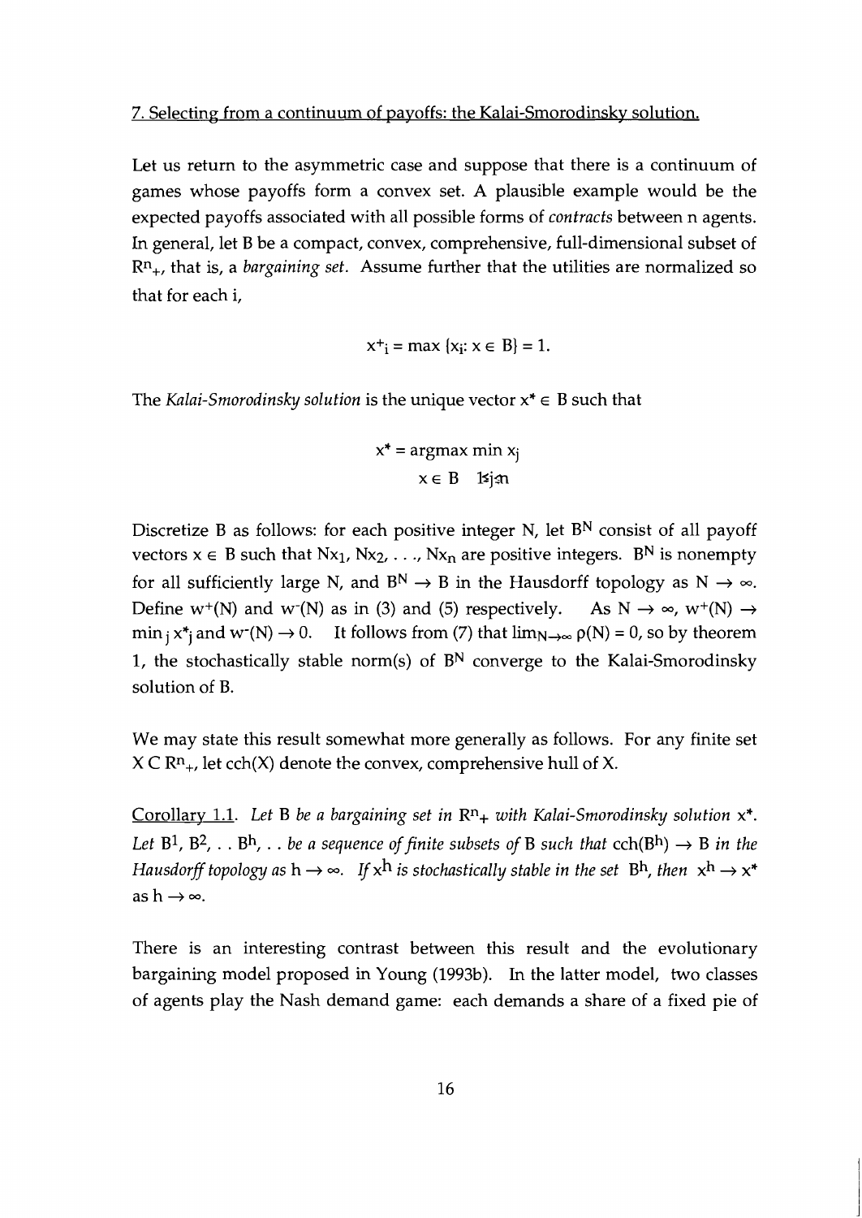## 7. Selecting from a continuum of payoffs: the Kalai-Smorodinsky solution.

Let us return to the asymmetric case and suppose that there is a continuum of games whose payoffs form a convex set. A plausible example would be the expected payoffs associated with all possible forms of *contracts* between n agents. In general, let B be a compact, convex, comprehensive, full-dimensional subset of $R^n_+$, that is, a *bargaining set*. Assume further that the utilities are normalized so that for each i,

$$x^+_i = \max \{x_i : x \in B\} = 1.$$

The *Kalai-Smorodinsky solution* is the unique vector $x^* \in B$ such that

$$x^* = \underset{x \in B}{\text{argmax}} \min_{1 \leq j \leq n} x_j$$

Discretize B as follows: for each positive integer N, let $B^N$ consist of all payoff vectors $x \in B$ such that $Nx_1, Nx_2, \ldots, Nx_n$ are positive integers. $B^N$ is nonempty for all sufficiently large N, and $B^N \to B$ in the Hausdorff topology as $N \to \infty$. Define $w^+(N)$ and $w^-(N)$ as in (3) and (5) respectively. As $N \to \infty$, $w^+(N) \to \min_j x^*_j$ and $w^-(N) \to 0$. It follows from (7) that $\lim_{N\to\infty} \rho(N) = 0$, so by theorem 1, the stochastically stable norm(s) of $B^N$ converge to the Kalai-Smorodinsky solution of B.

We may state this result somewhat more generally as follows. For any finite set $X \subset R^n_+$, let cch(X) denote the convex, comprehensive hull of X.

Corollary 1.1. *Let* B *be a bargaining set in* $R^n_+$ *with Kalai-Smorodinsky solution* $x^*$. *Let* $B^1, B^2, \ldots B^h, \ldots$ *be a sequence of finite subsets of* B *such that* $\text{cch}(B^h) \to B$ *in the Hausdorff topology as* $h \to \infty$. *If* $x^h$ *is stochastically stable in the set* $B^h$, *then* $x^h \to x^*$ as $h \to \infty$.

There is an interesting contrast between this result and the evolutionary bargaining model proposed in Young (1993b). In the latter model, two classes of agents play the Nash demand game: each demands a share of a fixed pie of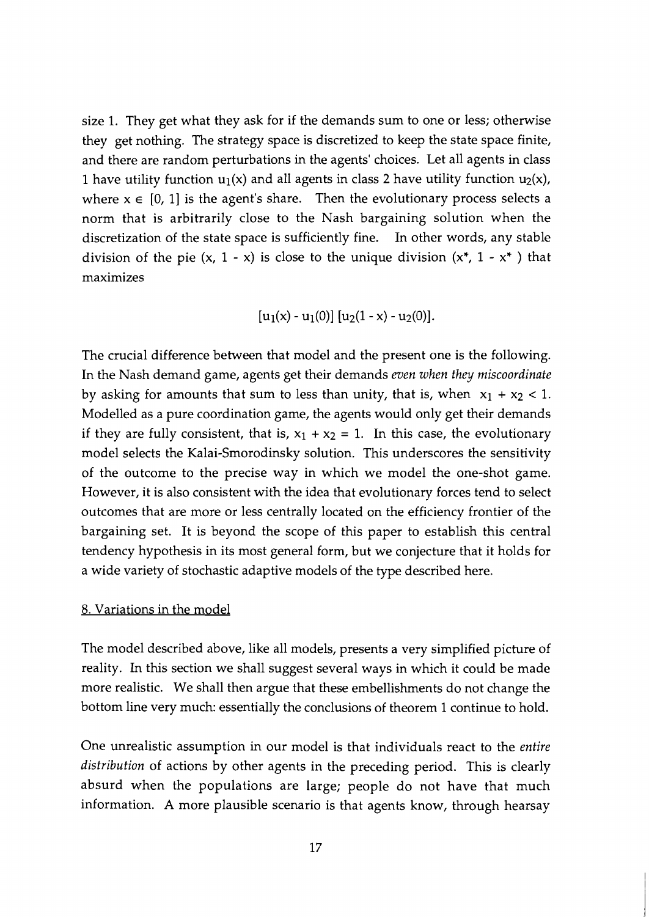size 1. They get what they ask for if the demands sum to one or less; otherwise they get nothing. The strategy space is discretized to keep the state space finite, and there are random perturbations in the agents' choices. Let all agents in class 1 have utility function $u_1(x)$ and all agents in class 2 have utility function $u_2(x)$, where $x \in [0, 1]$ is the agent's share. Then the evolutionary process selects a norm that is arbitrarily close to the Nash bargaining solution when the discretization of the state space is sufficiently fine. In other words, any stable division of the pie $(x, 1 - x)$ is close to the unique division $(x^*, 1 - x^*)$ that maximizes

$$[u_1(x) - u_1(0)]\,[u_2(1 - x) - u_2(0)].$$

The crucial difference between that model and the present one is the following. In the Nash demand game, agents get their demands *even when they miscoordinate* by asking for amounts that sum to less than unity, that is, when $x_1 + x_2 < 1$. Modelled as a pure coordination game, the agents would only get their demands if they are fully consistent, that is, $x_1 + x_2 = 1$. In this case, the evolutionary model selects the Kalai-Smorodinsky solution. This underscores the sensitivity of the outcome to the precise way in which we model the one-shot game. However, it is also consistent with the idea that evolutionary forces tend to select outcomes that are more or less centrally located on the efficiency frontier of the bargaining set. It is beyond the scope of this paper to establish this central tendency hypothesis in its most general form, but we conjecture that it holds for a wide variety of stochastic adaptive models of the type described here.

## 8. Variations in the model

The model described above, like all models, presents a very simplified picture of reality. In this section we shall suggest several ways in which it could be made more realistic. We shall then argue that these embellishments do not change the bottom line very much: essentially the conclusions of theorem 1 continue to hold.

One unrealistic assumption in our model is that individuals react to the *entire distribution* of actions by other agents in the preceding period. This is clearly absurd when the populations are large; people do not have that much information. A more plausible scenario is that agents know, through hearsay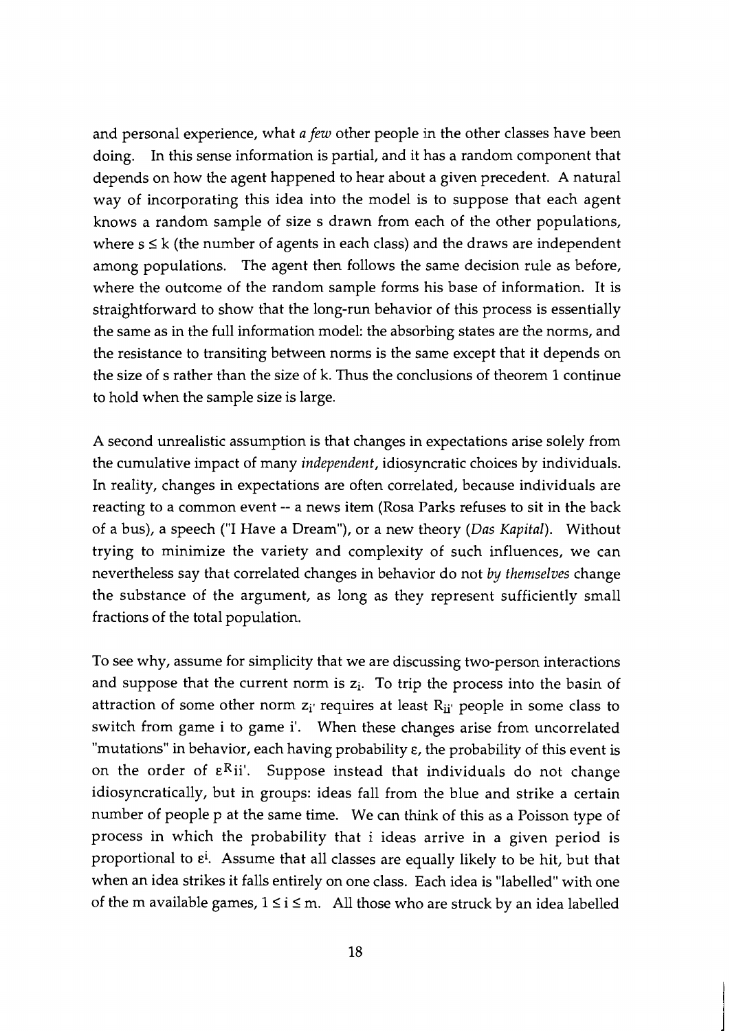and personal experience, what *a few* other people in the other classes have been doing. In this sense information is partial, and it has a random component that depends on how the agent happened to hear about a given precedent. A natural way of incorporating this idea into the model is to suppose that each agent knows a random sample of size s drawn from each of the other populations, where $s \leq k$ (the number of agents in each class) and the draws are independent among populations. The agent then follows the same decision rule as before, where the outcome of the random sample forms his base of information. It is straightforward to show that the long-run behavior of this process is essentially the same as in the full information model: the absorbing states are the norms, and the resistance to transiting between norms is the same except that it depends on the size of s rather than the size of k. Thus the conclusions of theorem 1 continue to hold when the sample size is large.

A second unrealistic assumption is that changes in expectations arise solely from the cumulative impact of many *independent*, idiosyncratic choices by individuals. In reality, changes in expectations are often correlated, because individuals are reacting to a common event -- a news item (Rosa Parks refuses to sit in the back of a bus), a speech ("I Have a Dream"), or a new theory (*Das Kapital*). Without trying to minimize the variety and complexity of such influences, we can nevertheless say that correlated changes in behavior do not *by themselves* change the substance of the argument, as long as they represent sufficiently small fractions of the total population.

To see why, assume for simplicity that we are discussing two-person interactions and suppose that the current norm is $z_i$. To trip the process into the basin of attraction of some other norm $z_{i'}$ requires at least $R_{ii'}$ people in some class to switch from game i to game i'. When these changes arise from uncorrelated "mutations" in behavior, each having probability $\varepsilon$, the probability of this event is on the order of $\varepsilon^{R_{ii'}}$. Suppose instead that individuals do not change idiosyncratically, but in groups: ideas fall from the blue and strike a certain number of people p at the same time. We can think of this as a Poisson type of process in which the probability that i ideas arrive in a given period is proportional to $\varepsilon^i$. Assume that all classes are equally likely to be hit, but that when an idea strikes it falls entirely on one class. Each idea is "labelled" with one of the m available games, $1 \leq i \leq m$. All those who are struck by an idea labelled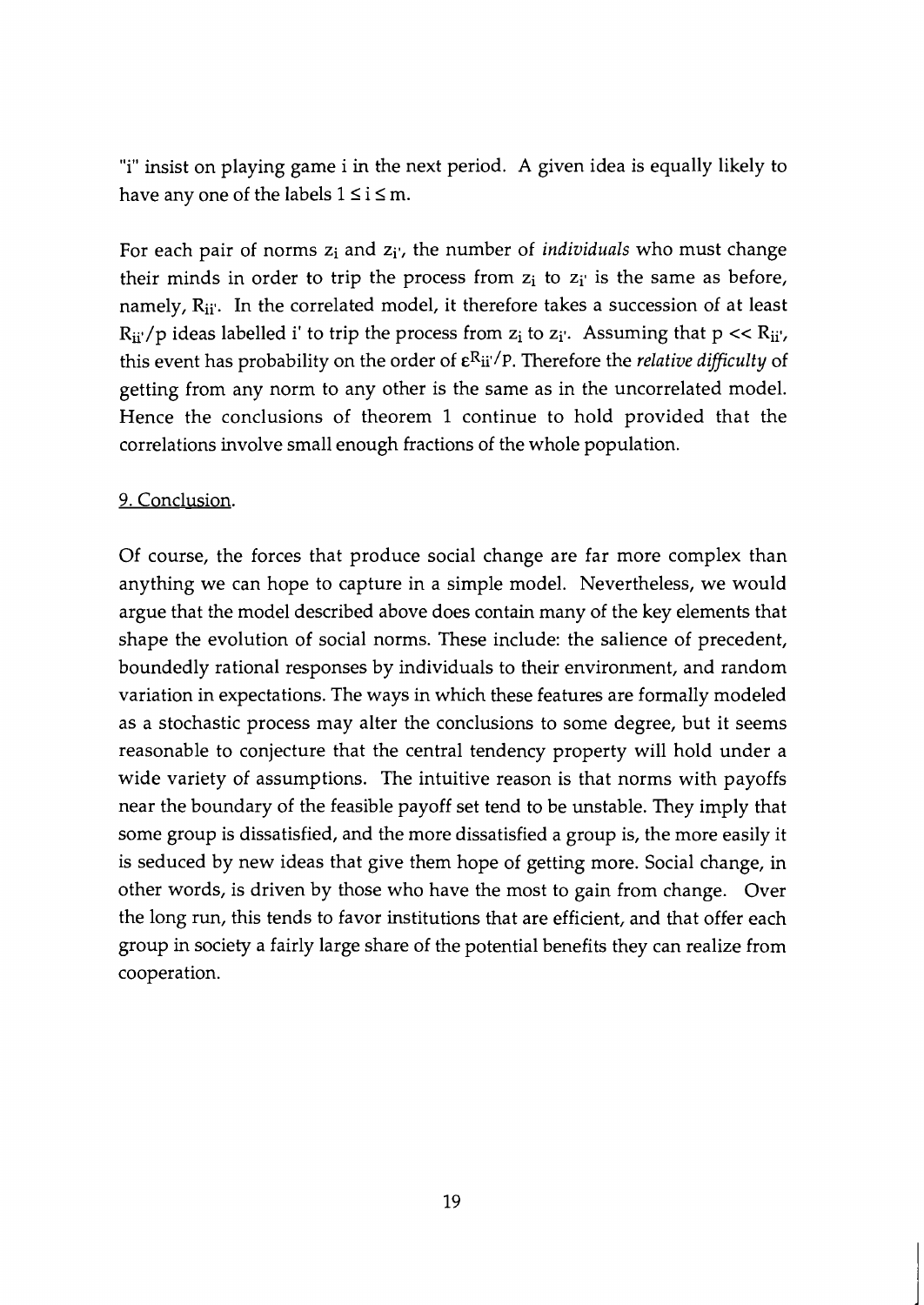"i" insist on playing game i in the next period. A given idea is equally likely to have any one of the labels $1 \leq i \leq m$.

For each pair of norms $z_i$ and $z_{i'}$, the number of *individuals* who must change their minds in order to trip the process from $z_i$ to $z_{i'}$ is the same as before, namely, $R_{ii'}$. In the correlated model, it therefore takes a succession of at least $R_{ii'}/p$ ideas labelled i' to trip the process from $z_i$ to $z_{i'}$. Assuming that $p << R_{ii'}$, this event has probability on the order of $\varepsilon^{R_{ii'}/p}$. Therefore the *relative difficulty* of getting from any norm to any other is the same as in the uncorrelated model. Hence the conclusions of theorem 1 continue to hold provided that the correlations involve small enough fractions of the whole population.

## 9. Conclusion.

Of course, the forces that produce social change are far more complex than anything we can hope to capture in a simple model. Nevertheless, we would argue that the model described above does contain many of the key elements that shape the evolution of social norms. These include: the salience of precedent, boundedly rational responses by individuals to their environment, and random variation in expectations. The ways in which these features are formally modeled as a stochastic process may alter the conclusions to some degree, but it seems reasonable to conjecture that the central tendency property will hold under a wide variety of assumptions. The intuitive reason is that norms with payoffs near the boundary of the feasible payoff set tend to be unstable. They imply that some group is dissatisfied, and the more dissatisfied a group is, the more easily it is seduced by new ideas that give them hope of getting more. Social change, in other words, is driven by those who have the most to gain from change. Over the long run, this tends to favor institutions that are efficient, and that offer each group in society a fairly large share of the potential benefits they can realize from cooperation.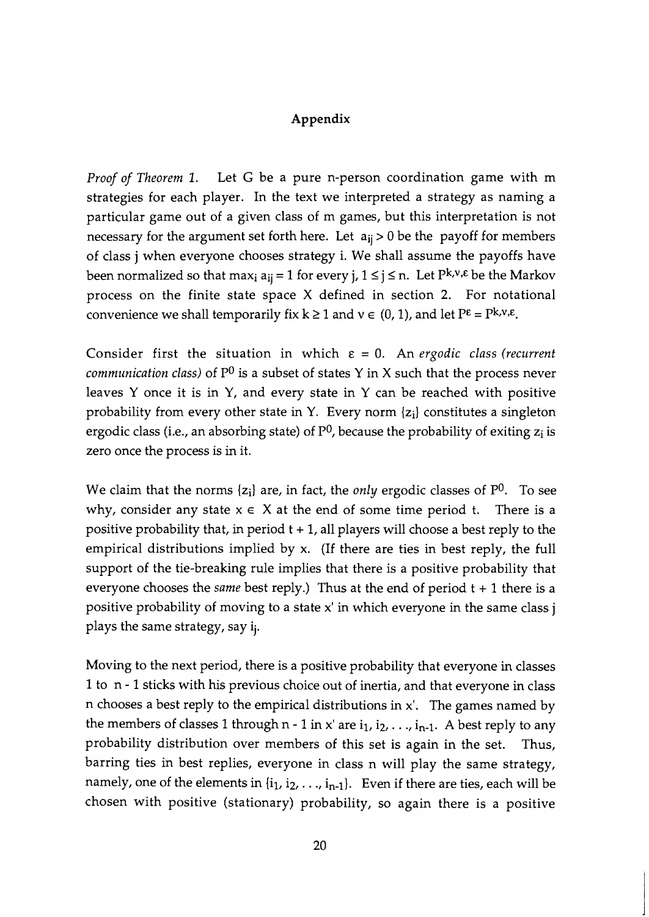## Appendix

*Proof of Theorem 1.* Let G be a pure n-person coordination game with m strategies for each player. In the text we interpreted a strategy as naming a particular game out of a given class of m games, but this interpretation is not necessary for the argument set forth here. Let $a_{ij} > 0$ be the payoff for members of class j when everyone chooses strategy i. We shall assume the payoffs have been normalized so that $\max_i a_{ij} = 1$ for every j, $1 \leq j \leq n$. Let $P^{k,v,\varepsilon}$ be the Markov process on the finite state space X defined in section 2. For notational convenience we shall temporarily fix $k \geq 1$ and $v \in (0, 1)$, and let $P^{\varepsilon} = P^{k,v,\varepsilon}$.

Consider first the situation in which $\varepsilon = 0$. An *ergodic class (recurrent communication class)* of $P^0$ is a subset of states Y in X such that the process never leaves Y once it is in Y, and every state in Y can be reached with positive probability from every other state in Y. Every norm $\{z_i\}$ constitutes a singleton ergodic class (i.e., an absorbing state) of $P^0$, because the probability of exiting $z_i$ is zero once the process is in it.

We claim that the norms $\{z_i\}$ are, in fact, the *only* ergodic classes of $P^0$. To see why, consider any state $x \in X$ at the end of some time period t. There is a positive probability that, in period t + 1, all players will choose a best reply to the empirical distributions implied by x. (If there are ties in best reply, the full support of the tie-breaking rule implies that there is a positive probability that everyone chooses the *same* best reply.) Thus at the end of period t + 1 there is a positive probability of moving to a state x' in which everyone in the same class j plays the same strategy, say $i_j$.

Moving to the next period, there is a positive probability that everyone in classes 1 to n - 1 sticks with his previous choice out of inertia, and that everyone in class n chooses a best reply to the empirical distributions in x'. The games named by the members of classes 1 through n - 1 in x' are $i_1, i_2, \ldots, i_{n-1}$. A best reply to any probability distribution over members of this set is again in the set. Thus, barring ties in best replies, everyone in class n will play the same strategy, namely, one of the elements in $\{i_1, i_2, \ldots, i_{n-1}\}$. Even if there are ties, each will be chosen with positive (stationary) probability, so again there is a positive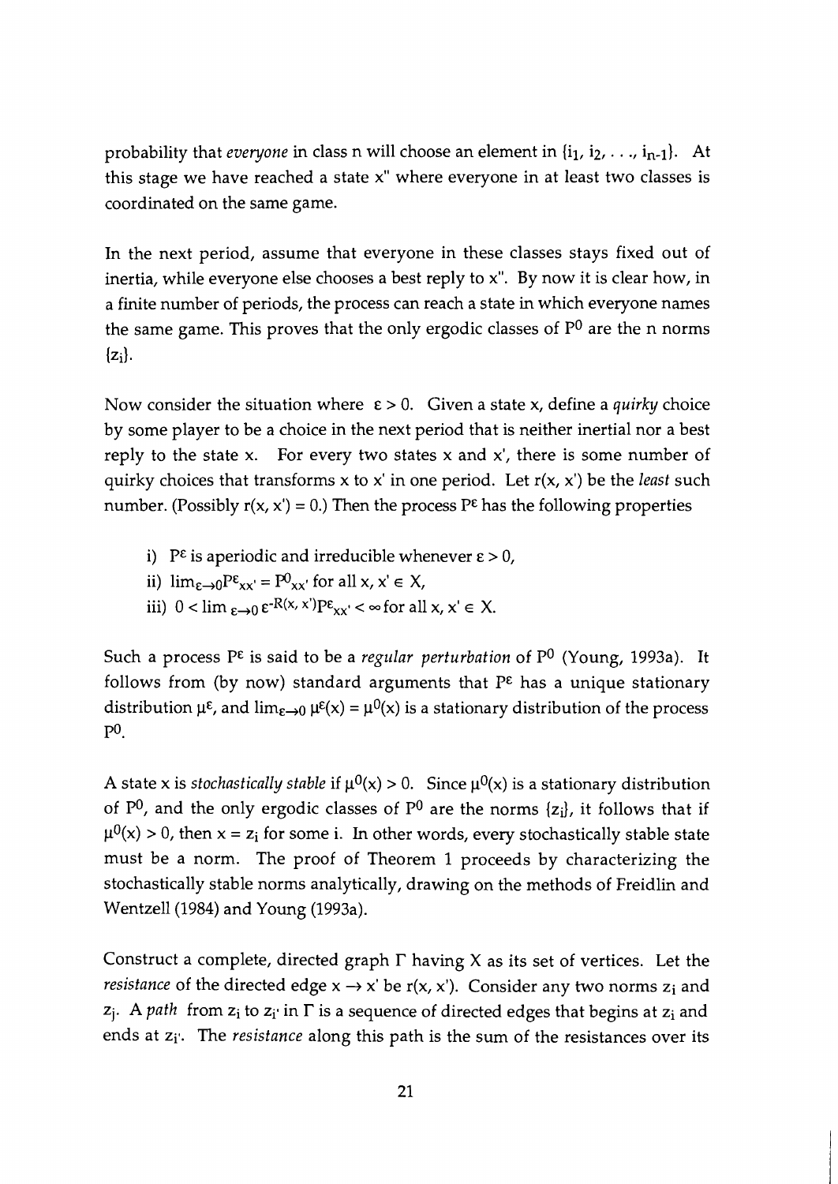probability that *everyone* in class n will choose an element in $\{i_1, i_2, \ldots, i_{n-1}\}$. At this stage we have reached a state x" where everyone in at least two classes is coordinated on the same game.

In the next period, assume that everyone in these classes stays fixed out of inertia, while everyone else chooses a best reply to x". By now it is clear how, in a finite number of periods, the process can reach a state in which everyone names the same game. This proves that the only ergodic classes of $P^0$ are the n norms $\{z_i\}$.

Now consider the situation where $\varepsilon > 0$. Given a state x, define a *quirky* choice by some player to be a choice in the next period that is neither inertial nor a best reply to the state x. For every two states x and x', there is some number of quirky choices that transforms x to x' in one period. Let r(x, x') be the *least* such number. (Possibly r(x, x') = 0.) Then the process $P^\varepsilon$ has the following properties

i) $P^\varepsilon$ is aperiodic and irreducible whenever $\varepsilon > 0$,

ii) $\lim_{\varepsilon \to 0} P^\varepsilon_{xx'} = P^0_{xx'}$ for all $x, x' \in X$,

iii) $0 < \lim_{\varepsilon \to 0} \varepsilon^{-R(x, x')} P^\varepsilon_{xx'} < \infty$ for all $x, x' \in X$.

Such a process $P^\varepsilon$ is said to be a *regular perturbation* of $P^0$ (Young, 1993a). It follows from (by now) standard arguments that $P^\varepsilon$ has a unique stationary distribution $\mu^\varepsilon$, and $\lim_{\varepsilon \to 0} \mu^\varepsilon(x) = \mu^0(x)$ is a stationary distribution of the process $P^0$.

A state x is *stochastically stable* if $\mu^0(x) > 0$. Since $\mu^0(x)$ is a stationary distribution of $P^0$, and the only ergodic classes of $P^0$ are the norms $\{z_i\}$, it follows that if $\mu^0(x) > 0$, then $x = z_i$ for some i. In other words, every stochastically stable state must be a norm. The proof of Theorem 1 proceeds by characterizing the stochastically stable norms analytically, drawing on the methods of Freidlin and Wentzell (1984) and Young (1993a).

Construct a complete, directed graph $\Gamma$ having X as its set of vertices. Let the *resistance* of the directed edge $x \to x'$ be r(x, x'). Consider any two norms $z_i$ and $z_j$. A *path* from $z_i$ to $z_{i'}$ in $\Gamma$ is a sequence of directed edges that begins at $z_i$ and ends at $z_{i'}$. The *resistance* along this path is the sum of the resistances over its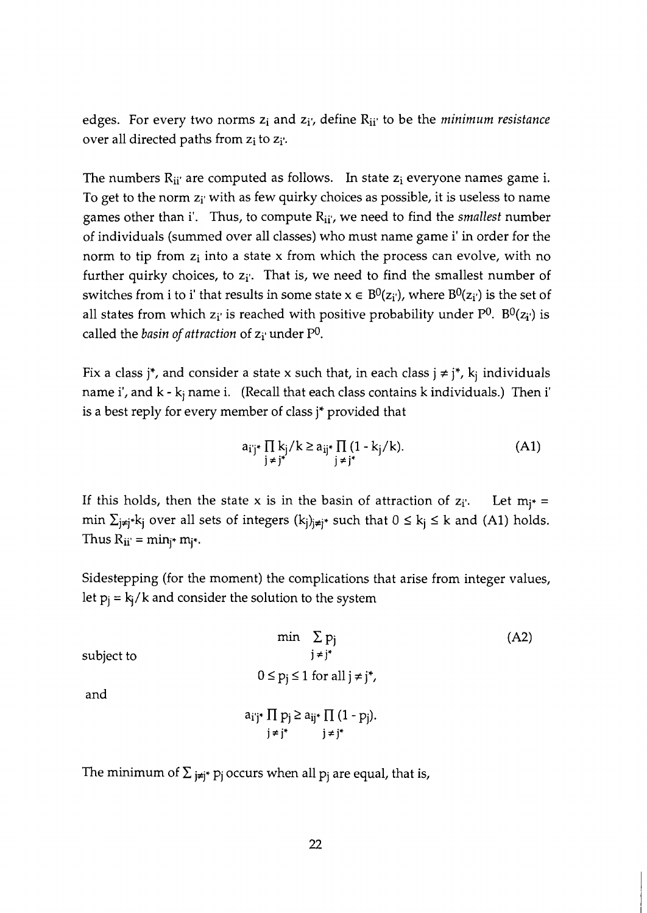edges. For every two norms $z_i$ and $z_{i'}$, define $R_{ii'}$ to be the *minimum resistance* over all directed paths from $z_i$ to $z_{i'}$.

The numbers $R_{ii'}$ are computed as follows. In state $z_i$ everyone names game i. To get to the norm $z_{i'}$ with as few quirky choices as possible, it is useless to name games other than i'. Thus, to compute $R_{ii'}$, we need to find the *smallest* number of individuals (summed over all classes) who must name game i' in order for the norm to tip from $z_i$ into a state x from which the process can evolve, with no further quirky choices, to $z_{i'}$. That is, we need to find the smallest number of switches from i to i' that results in some state $x \in B^0(z_{i'})$, where $B^0(z_{i'})$ is the set of all states from which $z_{i'}$ is reached with positive probability under $P^0$. $B^0(z_{i'})$ is called the *basin of attraction* of $z_{i'}$ under $P^0$.

Fix a class $j^*$, and consider a state x such that, in each class $j \neq j^*$, $k_j$ individuals name i', and $k - k_j$ name i. (Recall that each class contains k individuals.) Then i' is a best reply for every member of class $j^*$ provided that

$$a_{i'j^*} \prod_{j \neq j^*} k_j/k \geq a_{ij^*} \prod_{j \neq j^*} (1 - k_j/k). \tag{A1}$$

If this holds, then the state x is in the basin of attraction of $z_{i'}$. Let $m_{j^*} = \min \sum_{j \neq j^*} k_j$ over all sets of integers $(k_j)_{j \neq j^*}$ such that $0 \leq k_j \leq k$ and (A1) holds. Thus $R_{ii'} = \min_{j^*} m_{j^*}$.

Sidestepping (for the moment) the complications that arise from integer values, let $p_j = k_j/k$ and consider the solution to the system

$$\min \sum_{j \neq j^*} p_j \tag{A2}$$

subject to

$$0 \leq p_j \leq 1 \text{ for all } j \neq j^*,$$

and

$$a_{i'j^*} \prod_{j \neq j^*} p_j \geq a_{ij^*} \prod_{j \neq j^*} (1 - p_j).$$

The minimum of $\sum_{j \neq j^*} p_j$ occurs when all $p_j$ are equal, that is,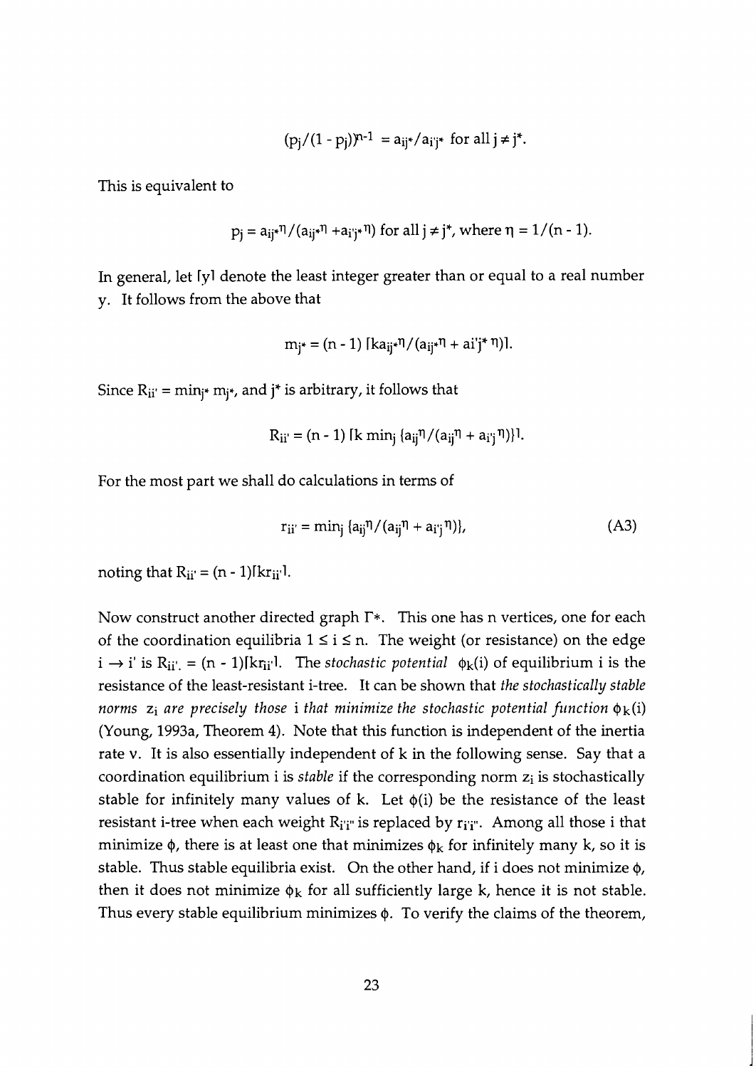$$(p_j/(1 - p_j))^{n-1} = a_{ij^*}/a_{i'j^*} \text{ for all } j \neq j^*.$$

This is equivalent to

$$p_j = a_{ij^*}{}^{\eta}/(a_{ij^*}{}^{\eta} + a_{i'j^*}{}^{\eta}) \text{ for all } j \neq j^*, \text{ where } \eta = 1/(n - 1).$$

In general, let $\lceil y \rceil$ denote the least integer greater than or equal to a real number y. It follows from the above that

$$m_{j^*} = (n - 1) \lceil k a_{ij^*}{}^{\eta}/(a_{ij^*}{}^{\eta} + a_{i'j^*}{}^{\eta}) \rceil.$$

Since $R_{ii'} = \min_{j^*} m_{j^*}$, and $j^*$ is arbitrary, it follows that

$$R_{ii'} = (n - 1) \lceil k \min_j \{a_{ij}{}^{\eta}/(a_{ij}{}^{\eta} + a_{i'j}{}^{\eta})\} \rceil.$$

For the most part we shall do calculations in terms of

$$r_{ii'} = \min_j \{a_{ij}{}^{\eta}/(a_{ij}{}^{\eta} + a_{i'j}{}^{\eta})\}, \tag{A3}$$

noting that $R_{ii'} = (n - 1)\lceil k r_{ii'} \rceil$.

Now construct another directed graph $\Gamma^*$. This one has n vertices, one for each of the coordination equilibria $1 \leq i \leq n$. The weight (or resistance) on the edge $i \to i'$ is $R_{ii'} = (n - 1)\lceil k r_{ii'} \rceil$. The *stochastic potential* $\phi_k(i)$ of equilibrium i is the resistance of the least-resistant i-tree. It can be shown that *the stochastically stable norms* $z_i$ *are precisely those* i *that minimize the stochastic potential function* $\phi_k(i)$ (Young, 1993a, Theorem 4). Note that this function is independent of the inertia rate v. It is also essentially independent of k in the following sense. Say that a coordination equilibrium i is *stable* if the corresponding norm $z_i$ is stochastically stable for infinitely many values of k. Let $\phi(i)$ be the resistance of the least resistant i-tree when each weight $R_{i'i''}$ is replaced by $r_{i'i''}$. Among all those i that minimize $\phi$, there is at least one that minimizes $\phi_k$ for infinitely many k, so it is stable. Thus stable equilibria exist. On the other hand, if i does not minimize $\phi$, then it does not minimize $\phi_k$ for all sufficiently large k, hence it is not stable. Thus every stable equilibrium minimizes $\phi$. To verify the claims of the theorem,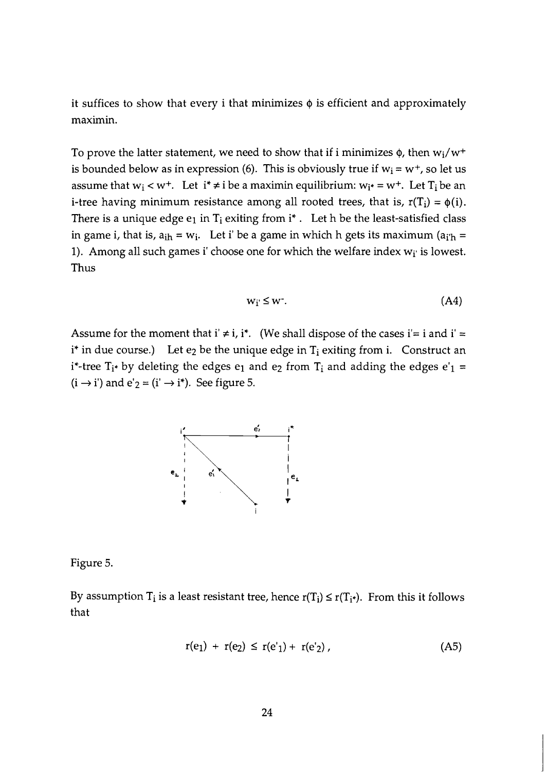it suffices to show that every i that minimizes $\phi$ is efficient and approximately maximin.

To prove the latter statement, we need to show that if i minimizes $\phi$, then $w_i/w^+$ is bounded below as in expression (6). This is obviously true if $w_i = w^+$, so let us assume that $w_i < w^+$. Let $i^* \neq i$ be a maximin equilibrium: $w_{i^*} = w^+$. Let $T_i$ be an i-tree having minimum resistance among all rooted trees, that is, $r(T_i) = \phi(i)$. There is a unique edge $e_1$ in $T_i$ exiting from $i^*$. Let h be the least-satisfied class in game i, that is, $a_{ih} = w_i$. Let i' be a game in which h gets its maximum ($a_{i'h} = 1$). Among all such games i' choose one for which the welfare index $w_{i'}$ is lowest. Thus

$$w_{i'} \leq w^-. \tag{A4}$$

Assume for the moment that $i' \neq i, i^*$. (We shall dispose of the cases $i' = i$ and $i' = i^*$ in due course.) Let $e_2$ be the unique edge in $T_i$ exiting from i. Construct an $i^*$-tree $T_{i^*}$ by deleting the edges $e_1$ and $e_2$ from $T_i$ and adding the edges $e'_1 = (i \rightarrow i')$ and $e'_2 = (i' \rightarrow i^*)$. See figure 5.

Figure 5.

By assumption $T_i$ is a least resistant tree, hence $r(T_i) \leq r(T_{i^*})$. From this it follows that

$$r(e_1) + r(e_2) \leq r(e'_1) + r(e'_2), \tag{A5}$$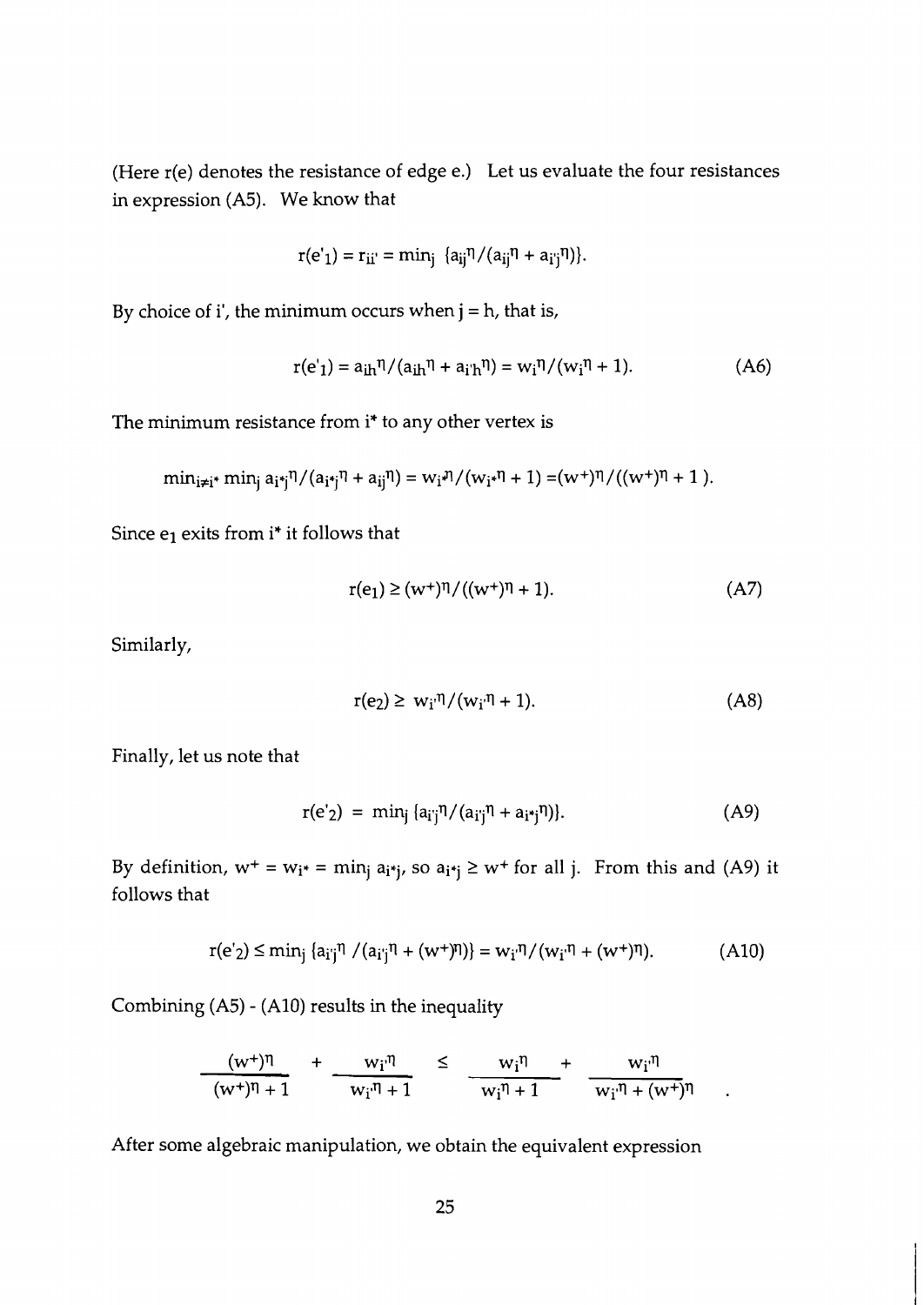(Here r(e) denotes the resistance of edge e.) Let us evaluate the four resistances in expression (A5). We know that

$$r(e'_1) = r_{ii'} = \min_j \{a_{ij}^{\eta}/(a_{ij}^{\eta} + a_{i'j}^{\eta})\}.$$

By choice of i', the minimum occurs when j = h, that is,

$$r(e'_1) = a_{ih}^{\eta}/(a_{ih}^{\eta} + a_{i'h}^{\eta}) = w_i^{\eta}/(w_i^{\eta} + 1). \tag{A6}$$

The minimum resistance from i* to any other vertex is

$$\min_{i \neq i^*} \min_j a_{i^*j}^{\eta}/(a_{i^*j}^{\eta} + a_{ij}^{\eta}) = w_{i^*}^{\eta}/(w_{i^*}^{\eta} + 1) = (w^+)^{\eta}/((w^+)^{\eta} + 1).$$

Since $e_1$ exits from i* it follows that

$$r(e_1) \geq (w^+)^{\eta}/((w^+)^{\eta} + 1). \tag{A7}$$

Similarly,

$$r(e_2) \geq w_{i'}^{\eta}/(w_{i'}^{\eta} + 1). \tag{A8}$$

Finally, let us note that

$$r(e'_2) = \min_j \{a_{i'j}^{\eta}/(a_{i'j}^{\eta} + a_{i^*j}^{\eta})\}. \tag{A9}$$

By definition, $w^+ = w_{i^*} = \min_j a_{i^*j}$, so $a_{i^*j} \geq w^+$ for all j. From this and (A9) it follows that

$$r(e'_2) \leq \min_j \{a_{i'j}^{\eta}/(a_{i'j}^{\eta} + (w^+)^{\eta})\} = w_{i'}^{\eta}/(w_{i'}^{\eta} + (w^+)^{\eta}). \tag{A10}$$

Combining (A5) - (A10) results in the inequality

$$\frac{(w^+)^{\eta}}{(w^+)^{\eta} + 1} + \frac{w_{i'}^{\eta}}{w_{i'}^{\eta} + 1} \leq \frac{w_i^{\eta}}{w_i^{\eta} + 1} + \frac{w_{i'}^{\eta}}{w_{i'}^{\eta} + (w^+)^{\eta}}.$$

After some algebraic manipulation, we obtain the equivalent expression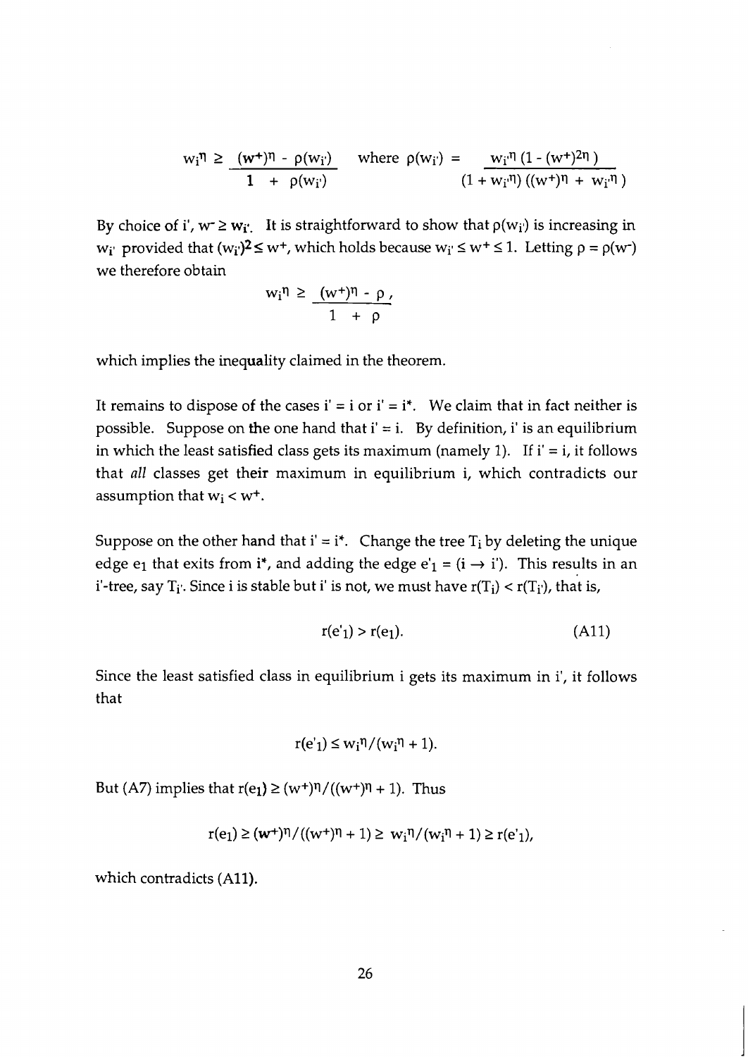$$w_i^{\eta} \geq \frac{(w^+)^{\eta} - \rho(w_{i'})}{1 + \rho(w_{i'})} \quad \text{where } \rho(w_{i'}) = \frac{w_{i'}^{\eta}\,(1 - (w^+)^{2\eta})}{(1 + w_{i'}^{\eta})\,((w^+)^{\eta} + w_{i'}^{\eta})}$$

By choice of i', $w^- \geq w_{i'}$. It is straightforward to show that $\rho(w_{i'})$ is increasing in $w_{i'}$ provided that $(w_{i'})^2 \leq w^+$, which holds because $w_{i'} \leq w^+ \leq 1$. Letting $\rho = \rho(w^-)$ we therefore obtain

$$w_i^{\eta} \geq \frac{(w^+)^{\eta} - \rho}{1 + \rho},$$

which implies the inequality claimed in the theorem.

It remains to dispose of the cases i' = i or i' = i*. We claim that in fact neither is possible. Suppose on the one hand that i' = i. By definition, i' is an equilibrium in which the least satisfied class gets its maximum (namely 1). If i' = i, it follows that *all* classes get their maximum in equilibrium i, which contradicts our assumption that $w_i < w^+$.

Suppose on the other hand that i' = i*. Change the tree $T_i$ by deleting the unique edge $e_1$ that exits from i*, and adding the edge $e'_1 = (i \rightarrow i')$. This results in an i'-tree, say $T_{i'}$. Since i is stable but i' is not, we must have $r(T_i) < r(T_{i'})$, that is,

$$r(e'_1) > r(e_1). \qquad \text{(A11)}$$

Since the least satisfied class in equilibrium i gets its maximum in i', it follows that

$$r(e'_1) \leq w_i^{\eta}/(w_i^{\eta} + 1).$$

But (A7) implies that $r(e_1) \geq (w^+)^{\eta}/((w^+)^{\eta} + 1)$. Thus

$$r(e_1) \geq (w^+)^{\eta}/((w^+)^{\eta} + 1) \geq w_i^{\eta}/(w_i^{\eta} + 1) \geq r(e'_1),$$

which contradicts (A11).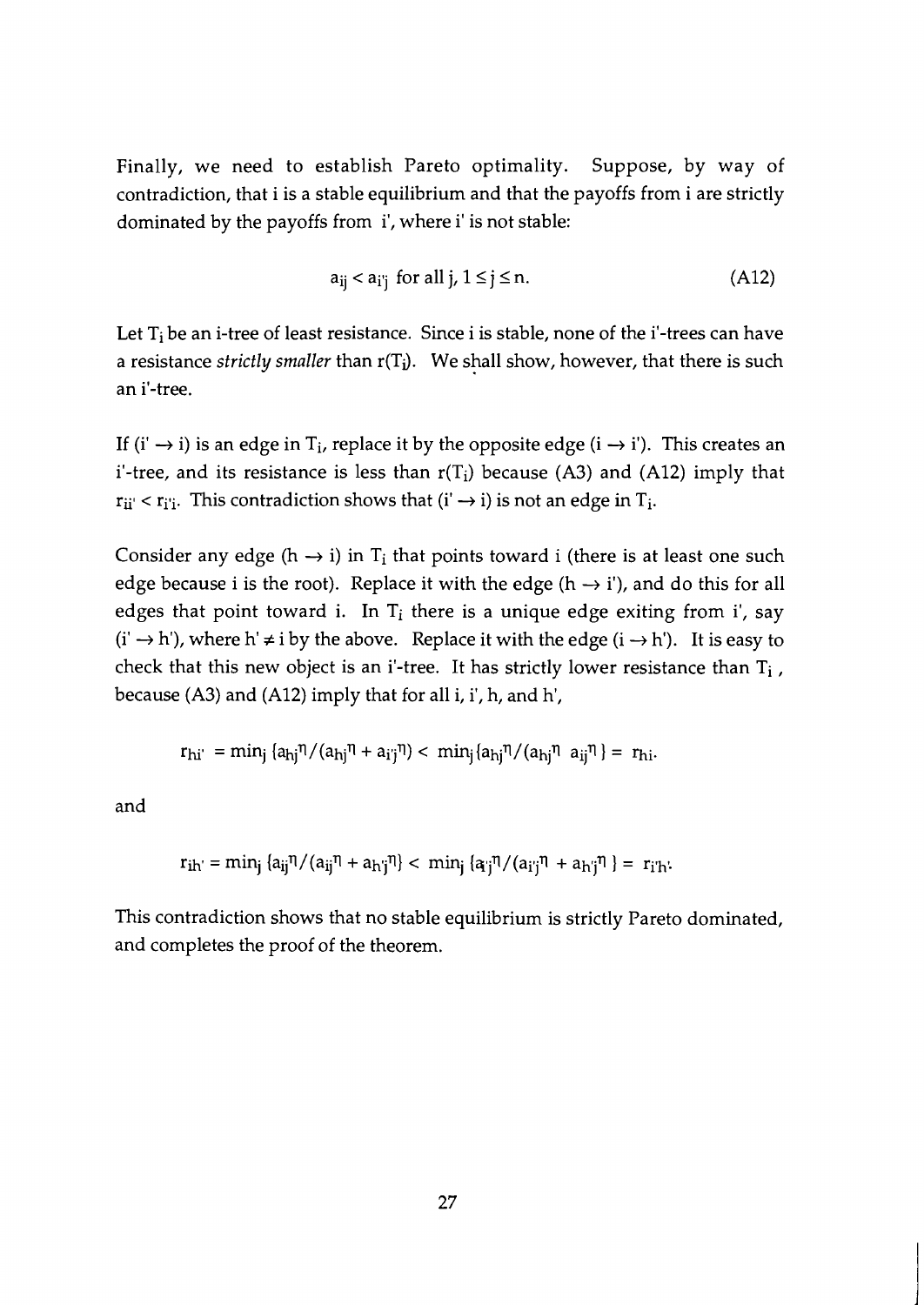Finally, we need to establish Pareto optimality. Suppose, by way of contradiction, that i is a stable equilibrium and that the payoffs from i are strictly dominated by the payoffs from i', where i' is not stable:

$$a_{ij} < a_{i'j} \text{ for all } j, 1 \leq j \leq n. \tag{A12}$$

Let $T_i$ be an i-tree of least resistance. Since i is stable, none of the i'-trees can have a resistance *strictly smaller* than $r(T_i)$. We shall show, however, that there is such an i'-tree.

If $(i' \to i)$ is an edge in $T_i$, replace it by the opposite edge $(i \to i')$. This creates an i'-tree, and its resistance is less than $r(T_i)$ because (A3) and (A12) imply that $r_{ii'} < r_{i'i}$. This contradiction shows that $(i' \to i)$ is not an edge in $T_i$.

Consider any edge $(h \to i)$ in $T_i$ that points toward i (there is at least one such edge because i is the root). Replace it with the edge $(h \to i')$, and do this for all edges that point toward i. In $T_i$ there is a unique edge exiting from i', say $(i' \to h')$, where $h' \neq i$ by the above. Replace it with the edge $(i \to h')$. It is easy to check that this new object is an i'-tree. It has strictly lower resistance than $T_i$, because (A3) and (A12) imply that for all i, i', h, and h',

$$r_{hi'} = \min_j \{a_{hj}^{\eta}/(a_{hj}^{\eta} + a_{i'j}^{\eta})\} < \min_j \{a_{hj}^{\eta}/(a_{hj}^{\eta} \;\; a_{ij}^{\eta}\} = r_{hi}.$$

and

$$r_{ih'} = \min_j \{a_{ij}^{\eta}/(a_{ij}^{\eta} + a_{h'j}^{\eta})\} < \min_j \{a_{i'j}^{\eta}/(a_{i'j}^{\eta} + a_{h'j}^{\eta}\} = r_{i'h'}.$$

This contradiction shows that no stable equilibrium is strictly Pareto dominated, and completes the proof of the theorem.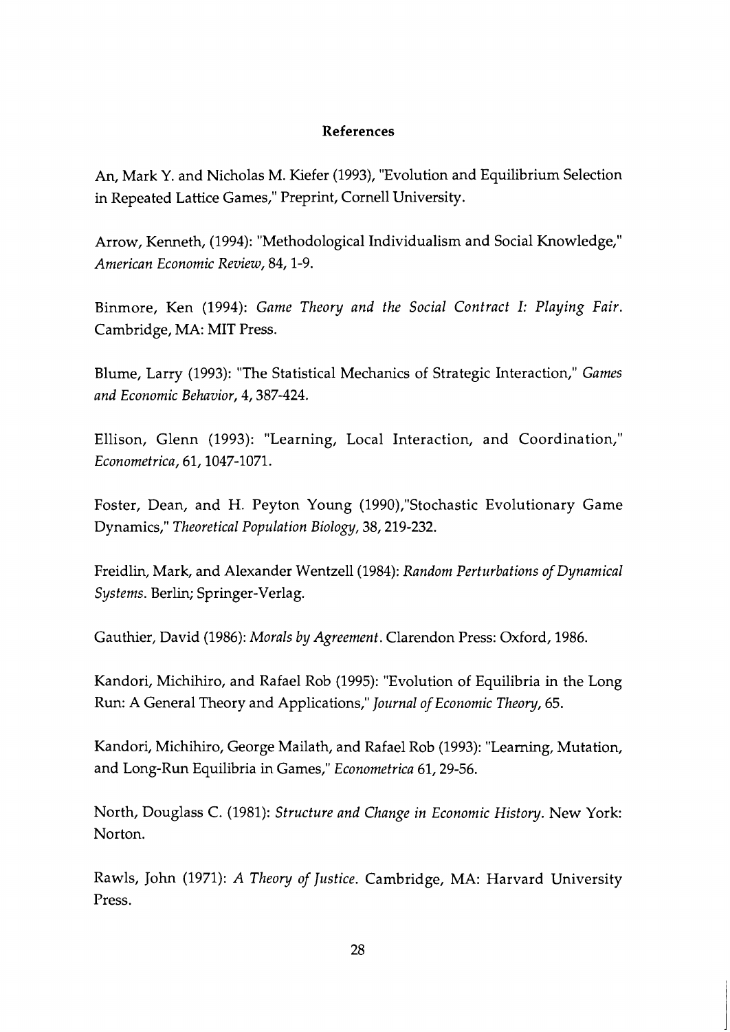## References

An, Mark Y. and Nicholas M. Kiefer (1993), "Evolution and Equilibrium Selection in Repeated Lattice Games," Preprint, Cornell University.

Arrow, Kenneth, (1994): "Methodological Individualism and Social Knowledge," *American Economic Review*, 84, 1-9.

Binmore, Ken (1994): *Game Theory and the Social Contract I: Playing Fair.* Cambridge, MA: MIT Press.

Blume, Larry (1993): "The Statistical Mechanics of Strategic Interaction," *Games and Economic Behavior*, 4, 387-424.

Ellison, Glenn (1993): "Learning, Local Interaction, and Coordination," *Econometrica*, 61, 1047-1071.

Foster, Dean, and H. Peyton Young (1990),"Stochastic Evolutionary Game Dynamics," *Theoretical Population Biology*, 38, 219-232.

Freidlin, Mark, and Alexander Wentzell (1984): *Random Perturbations of Dynamical Systems.* Berlin; Springer-Verlag.

Gauthier, David (1986): *Morals by Agreement*. Clarendon Press: Oxford, 1986.

Kandori, Michihiro, and Rafael Rob (1995): "Evolution of Equilibria in the Long Run: A General Theory and Applications," *Journal of Economic Theory*, 65.

Kandori, Michihiro, George Mailath, and Rafael Rob (1993): "Learning, Mutation, and Long-Run Equilibria in Games," *Econometrica* 61, 29-56.

North, Douglass C. (1981): *Structure and Change in Economic History*. New York: Norton.

Rawls, John (1971): *A Theory of Justice*. Cambridge, MA: Harvard University Press.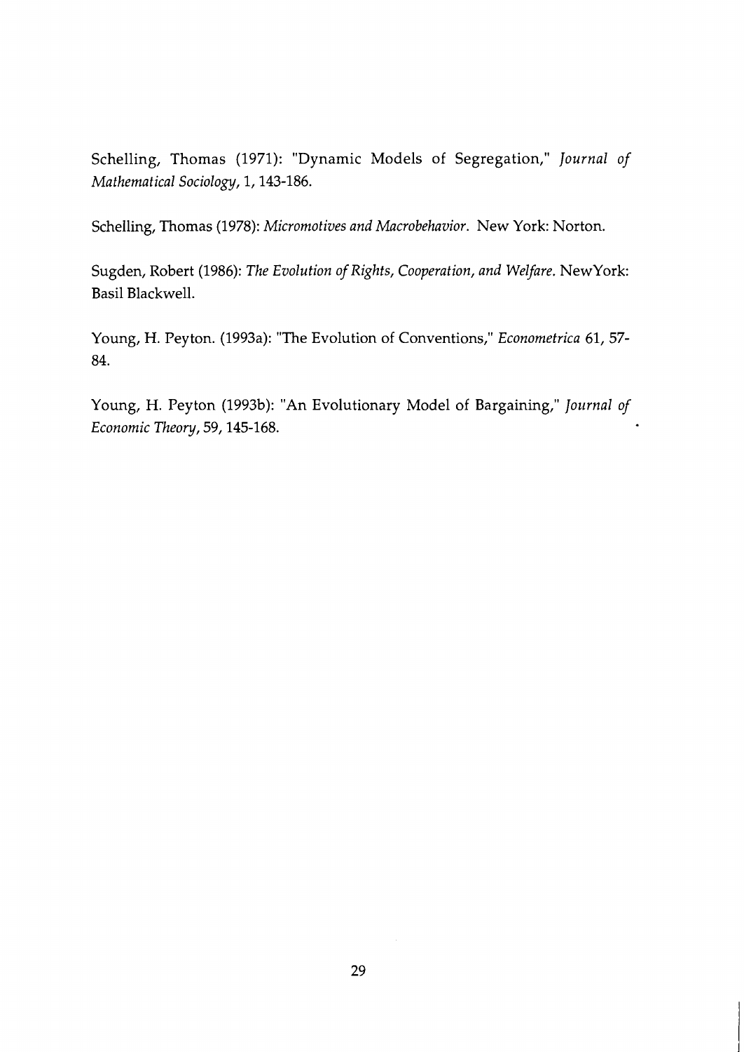Schelling, Thomas (1971): "Dynamic Models of Segregation," *Journal of Mathematical Sociology*, 1, 143-186.

Schelling, Thomas (1978): *Micromotives and Macrobehavior*. New York: Norton.

Sugden, Robert (1986): *The Evolution of Rights, Cooperation, and Welfare*. NewYork: Basil Blackwell.

Young, H. Peyton. (1993a): "The Evolution of Conventions," *Econometrica* 61, 57-84.

Young, H. Peyton (1993b): "An Evolutionary Model of Bargaining," *Journal of Economic Theory*, 59, 145-168.